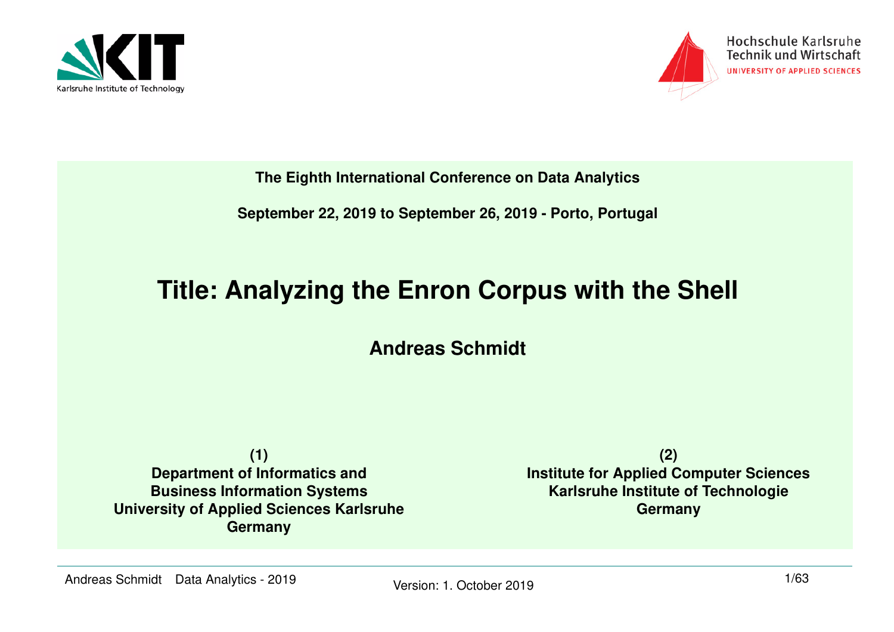Karlsruhe Institute of Technology

Hochschule Karlsruhe
Technik und Wirtschaft
UNIVERSITY OF APPLIED SCIENCES

**The Eighth International Conference on Data Analytics**

**September 22, 2019 to September 26, 2019 - Porto, Portugal**

# Title: Analyzing the Enron Corpus with the Shell

**Andreas Schmidt**

**(1)**
**Department of Informatics and**
**Business Information Systems**
**University of Applied Sciences Karlsruhe**
**Germany**

**(2)**
**Institute for Applied Computer Sciences**
**Karlsruhe Institute of Technologie**
**Germany**

Version: 1. October 2019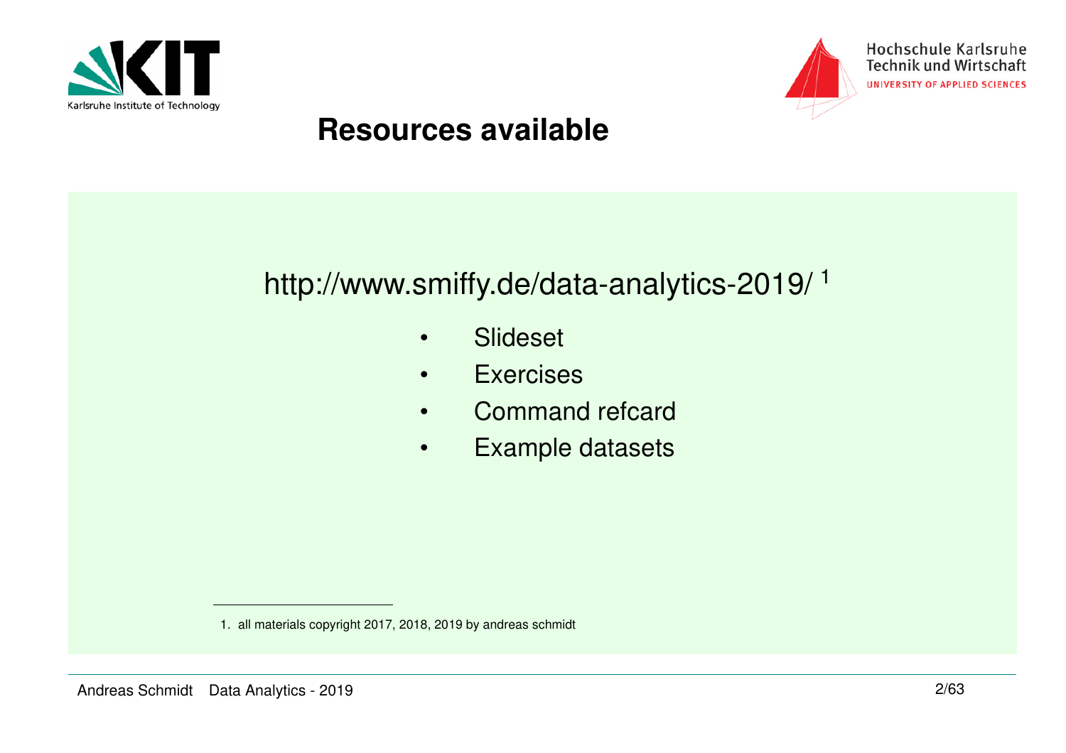# Resources available

http://www.smiffy.de/data-analytics-2019/ [1]

- Slideset
- Exercises
- Command refcard
- Example datasets

1. all materials copyright 2017, 2018, 2019 by andreas schmidt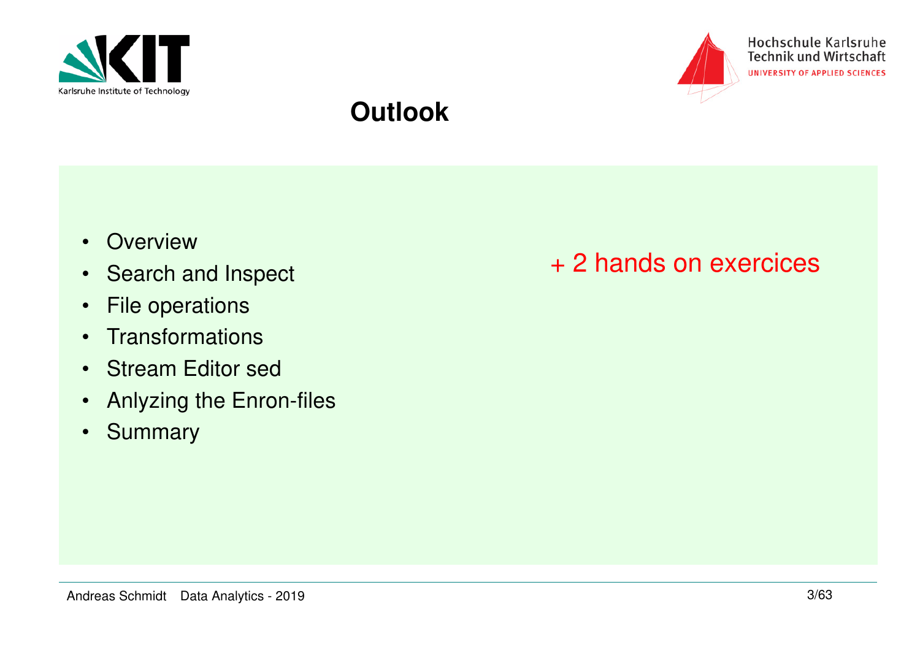# Outlook

- Overview
- Search and Inspect
- File operations
- Transformations
- Stream Editor sed
- Anlyzing the Enron-files
- Summary

+ 2 hands on exercices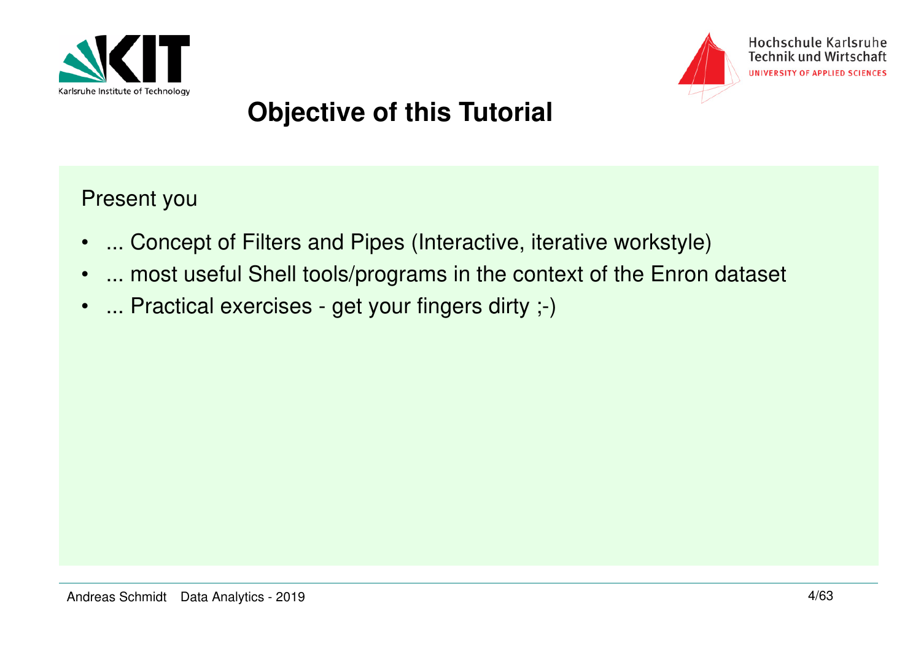# Objective of this Tutorial

Present you

- ... Concept of Filters and Pipes (Interactive, iterative workstyle)
- ... most useful Shell tools/programs in the context of the Enron dataset
- ... Practical exercises - get your fingers dirty ;-)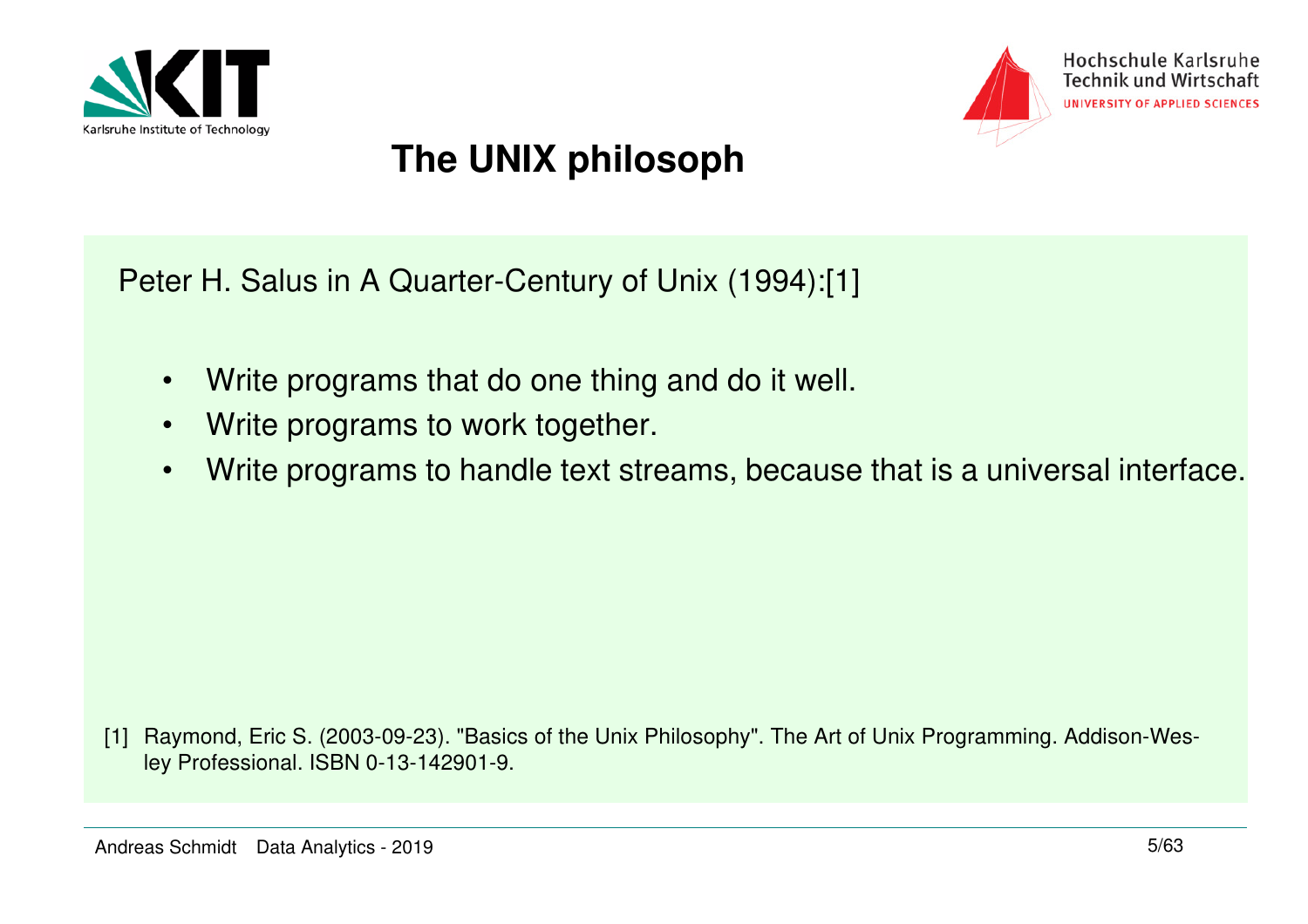# The UNIX philosoph

Peter H. Salus in A Quarter-Century of Unix (1994):[1]

- Write programs that do one thing and do it well.
- Write programs to work together.
- Write programs to handle text streams, because that is a universal interface.

[1] Raymond, Eric S. (2003-09-23). "Basics of the Unix Philosophy". The Art of Unix Programming. Addison-Wesley Professional. ISBN 0-13-142901-9.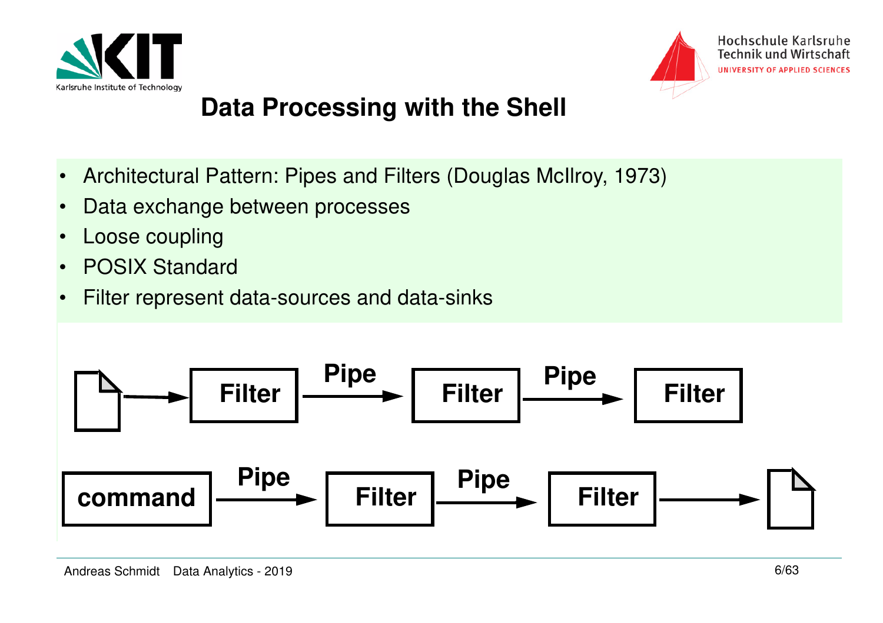# Data Processing with the Shell

- Architectural Pattern: Pipes and Filters (Douglas McIlroy, 1973)
- Data exchange between processes
- Loose coupling
- POSIX Standard
- Filter represent data-sources and data-sinks

Filter → Pipe → Filter → Pipe → Filter

command → Pipe → Filter → Pipe → Filter →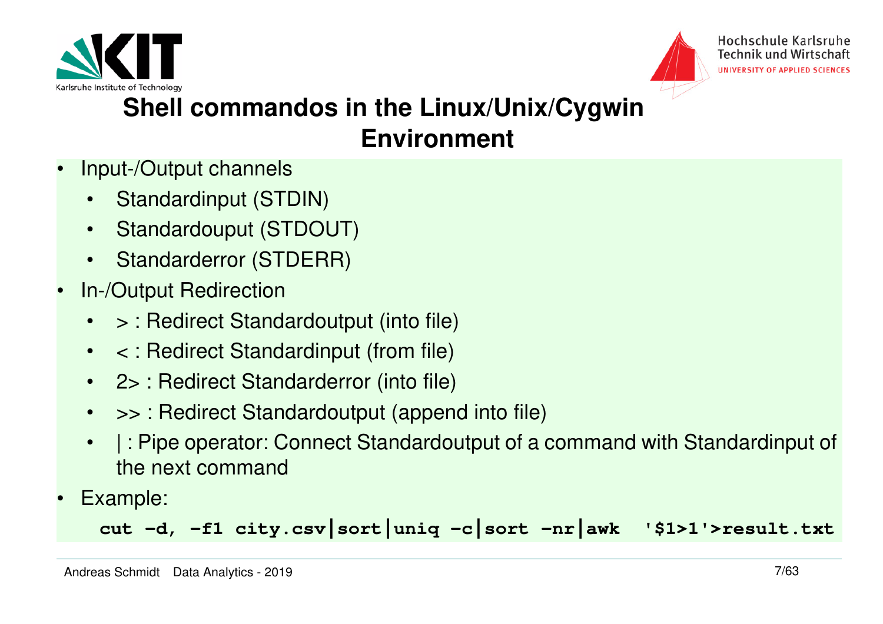## Shell commandos in the Linux/Unix/Cygwin Environment

- Input-/Output channels
  - Standardinput (STDIN)
  - Standardouput (STDOUT)
  - Standarderror (STDERR)
- In-/Output Redirection
  - > : Redirect Standardoutput (into file)
  - < : Redirect Standardinput (from file)
  - 2> : Redirect Standarderror (into file)
  - >> : Redirect Standardoutput (append into file)
  - | : Pipe operator: Connect Standardoutput of a command with Standardinput of the next command
- Example:

```
cut -d, -f1 city.csv|sort|uniq -c|sort -nr|awk  '$1>1'>result.txt
```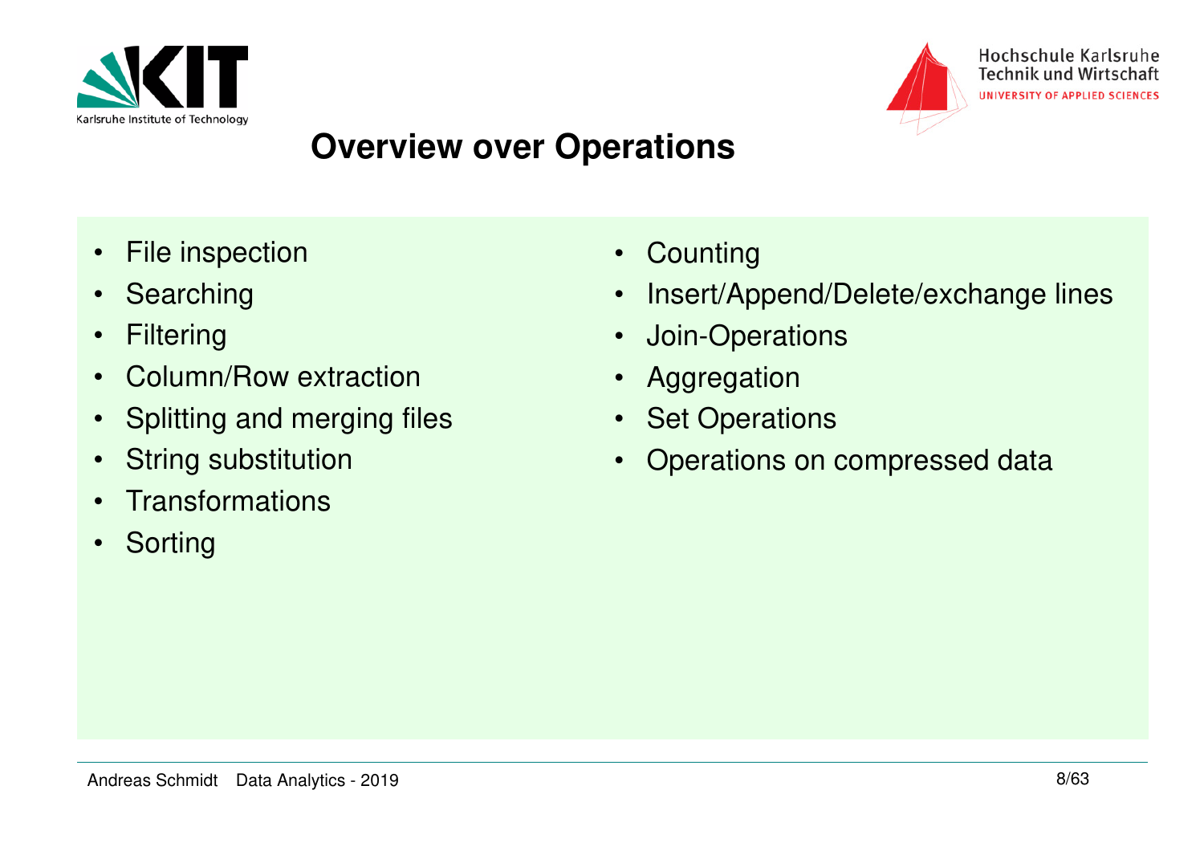# Overview over Operations

- File inspection
- Searching
- Filtering
- Column/Row extraction
- Splitting and merging files
- String substitution
- Transformations
- Sorting
- Counting
- Insert/Append/Delete/exchange lines
- Join-Operations
- Aggregation
- Set Operations
- Operations on compressed data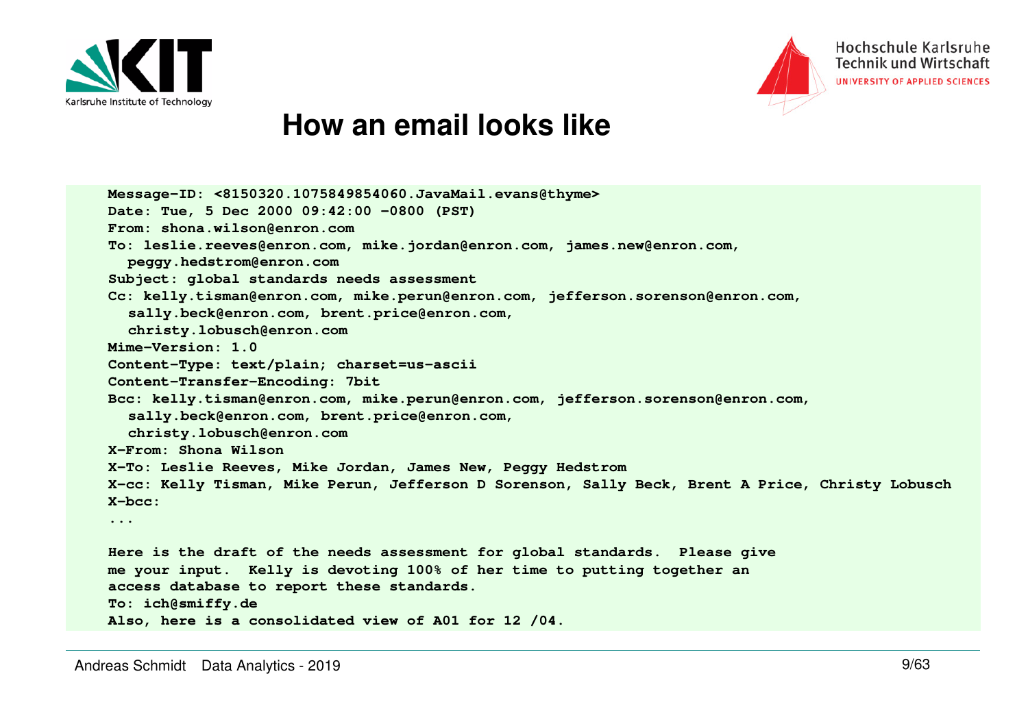# How an email looks like

```
Message-ID: <8150320.1075849854060.JavaMail.evans@thyme>
Date: Tue, 5 Dec 2000 09:42:00 -0800 (PST)
From: shona.wilson@enron.com
To: leslie.reeves@enron.com, mike.jordan@enron.com, james.new@enron.com,
  peggy.hedstrom@enron.com
Subject: global standards needs assessment
Cc: kelly.tisman@enron.com, mike.perun@enron.com, jefferson.sorenson@enron.com,
  sally.beck@enron.com, brent.price@enron.com,
  christy.lobusch@enron.com
Mime-Version: 1.0
Content-Type: text/plain; charset=us-ascii
Content-Transfer-Encoding: 7bit
Bcc: kelly.tisman@enron.com, mike.perun@enron.com, jefferson.sorenson@enron.com,
  sally.beck@enron.com, brent.price@enron.com,
  christy.lobusch@enron.com
X-From: Shona Wilson
X-To: Leslie Reeves, Mike Jordan, James New, Peggy Hedstrom
X-cc: Kelly Tisman, Mike Perun, Jefferson D Sorenson, Sally Beck, Brent A Price, Christy Lobusch
X-bcc:
...

Here is the draft of the needs assessment for global standards.  Please give
me your input.  Kelly is devoting 100% of her time to putting together an
access database to report these standards.
To: ich@smiffy.de
Also, here is a consolidated view of A01 for 12 /04.
```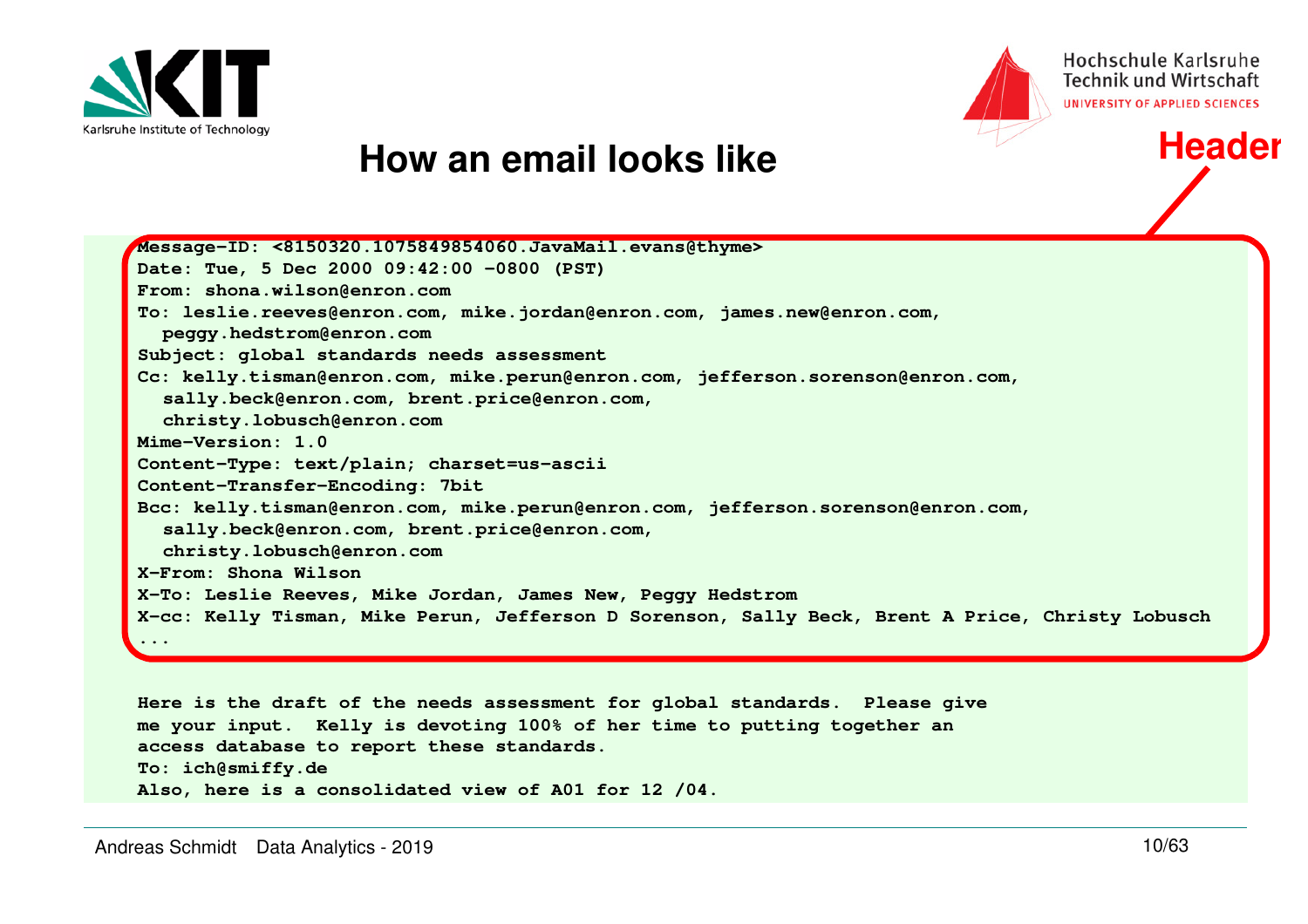# How an email looks like

**Header**

```
Message-ID: <8150320.1075849854060.JavaMail.evans@thyme>
Date: Tue, 5 Dec 2000 09:42:00 -0800 (PST)
From: shona.wilson@enron.com
To: leslie.reeves@enron.com, mike.jordan@enron.com, james.new@enron.com,
  peggy.hedstrom@enron.com
Subject: global standards needs assessment
Cc: kelly.tisman@enron.com, mike.perun@enron.com, jefferson.sorenson@enron.com,
  sally.beck@enron.com, brent.price@enron.com,
  christy.lobusch@enron.com
Mime-Version: 1.0
Content-Type: text/plain; charset=us-ascii
Content-Transfer-Encoding: 7bit
Bcc: kelly.tisman@enron.com, mike.perun@enron.com, jefferson.sorenson@enron.com,
  sally.beck@enron.com, brent.price@enron.com,
  christy.lobusch@enron.com
X-From: Shona Wilson
X-To: Leslie Reeves, Mike Jordan, James New, Peggy Hedstrom
X-cc: Kelly Tisman, Mike Perun, Jefferson D Sorenson, Sally Beck, Brent A Price, Christy Lobusch
...

Here is the draft of the needs assessment for global standards.  Please give
me your input.  Kelly is devoting 100% of her time to putting together an
access database to report these standards.
To: ich@smiffy.de
Also, here is a consolidated view of A01 for 12 /04.
```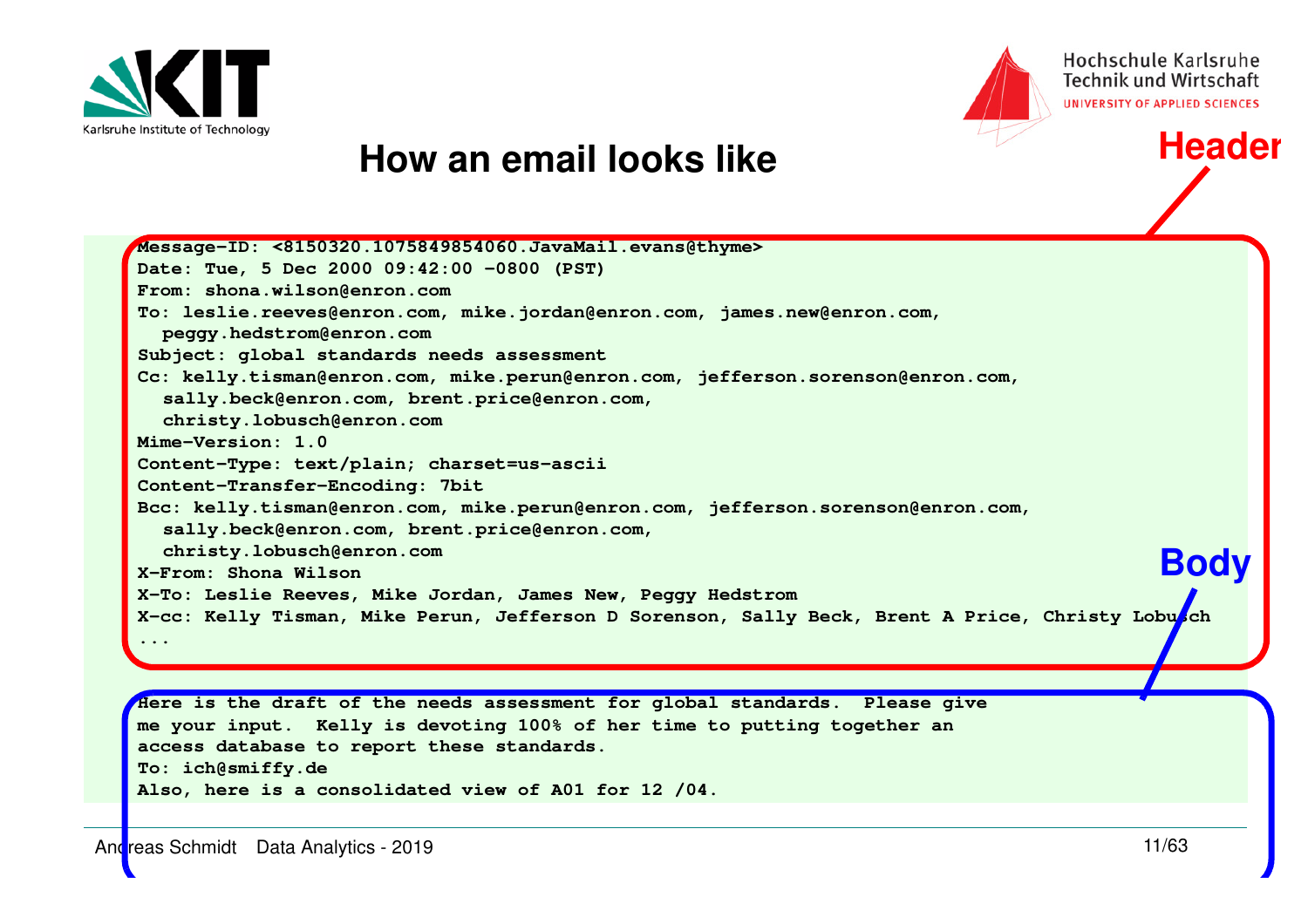# How an email looks like

**Header**

```
Message-ID: <8150320.1075849854060.JavaMail.evans@thyme>
Date: Tue, 5 Dec 2000 09:42:00 -0800 (PST)
From: shona.wilson@enron.com
To: leslie.reeves@enron.com, mike.jordan@enron.com, james.new@enron.com,
  peggy.hedstrom@enron.com
Subject: global standards needs assessment
Cc: kelly.tisman@enron.com, mike.perun@enron.com, jefferson.sorenson@enron.com,
  sally.beck@enron.com, brent.price@enron.com,
  christy.lobusch@enron.com
Mime-Version: 1.0
Content-Type: text/plain; charset=us-ascii
Content-Transfer-Encoding: 7bit
Bcc: kelly.tisman@enron.com, mike.perun@enron.com, jefferson.sorenson@enron.com,
  sally.beck@enron.com, brent.price@enron.com,
  christy.lobusch@enron.com
X-From: Shona Wilson
X-To: Leslie Reeves, Mike Jordan, James New, Peggy Hedstrom
X-cc: Kelly Tisman, Mike Perun, Jefferson D Sorenson, Sally Beck, Brent A Price, Christy Lobusch
...
```

**Body**

```
Here is the draft of the needs assessment for global standards.  Please give
me your input.  Kelly is devoting 100% of her time to putting together an
access database to report these standards.
To: ich@smiffy.de
Also, here is a consolidated view of A01 for 12 /04.
```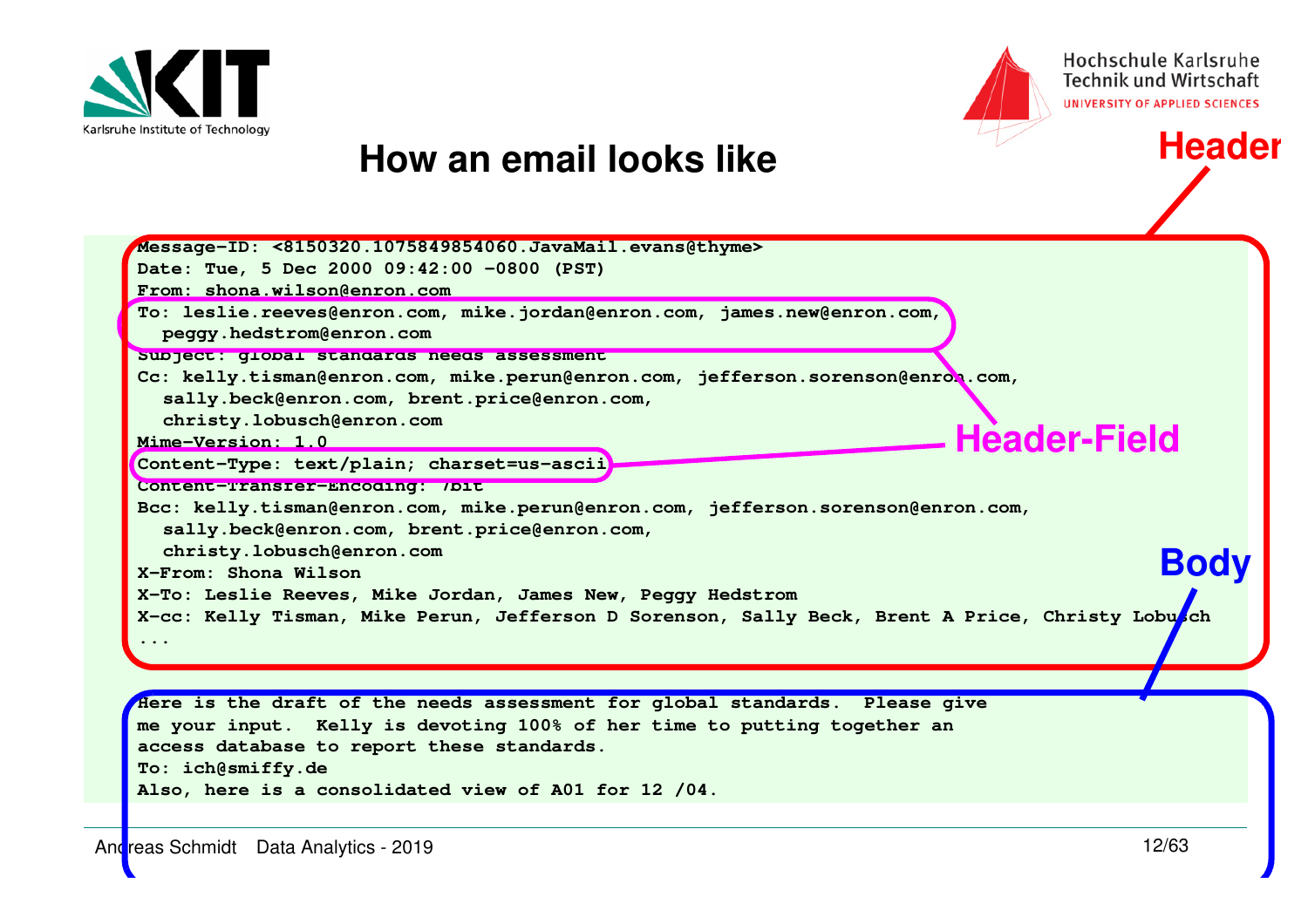# How an email looks like

**Header**

```
Message-ID: <8150320.1075849854060.JavaMail.evans@thyme>
Date: Tue, 5 Dec 2000 09:42:00 -0800 (PST)
From: shona.wilson@enron.com
To: leslie.reeves@enron.com, mike.jordan@enron.com, james.new@enron.com,
  peggy.hedstrom@enron.com
Subject: global standards needs assessment
Cc: kelly.tisman@enron.com, mike.perun@enron.com, jefferson.sorenson@enron.com,
  sally.beck@enron.com, brent.price@enron.com,
  christy.lobusch@enron.com
Mime-Version: 1.0
Content-Type: text/plain; charset=us-ascii
Content-Transfer-Encoding: 7bit
Bcc: kelly.tisman@enron.com, mike.perun@enron.com, jefferson.sorenson@enron.com,
  sally.beck@enron.com, brent.price@enron.com,
  christy.lobusch@enron.com
X-From: Shona Wilson
X-To: Leslie Reeves, Mike Jordan, James New, Peggy Hedstrom
X-cc: Kelly Tisman, Mike Perun, Jefferson D Sorenson, Sally Beck, Brent A Price, Christy Lobusch
...
```

**Header-Field**

**Body**

```
Here is the draft of the needs assessment for global standards.  Please give
me your input.  Kelly is devoting 100% of her time to putting together an
access database to report these standards.
To: ich@smiffy.de
Also, here is a consolidated view of A01 for 12 /04.
```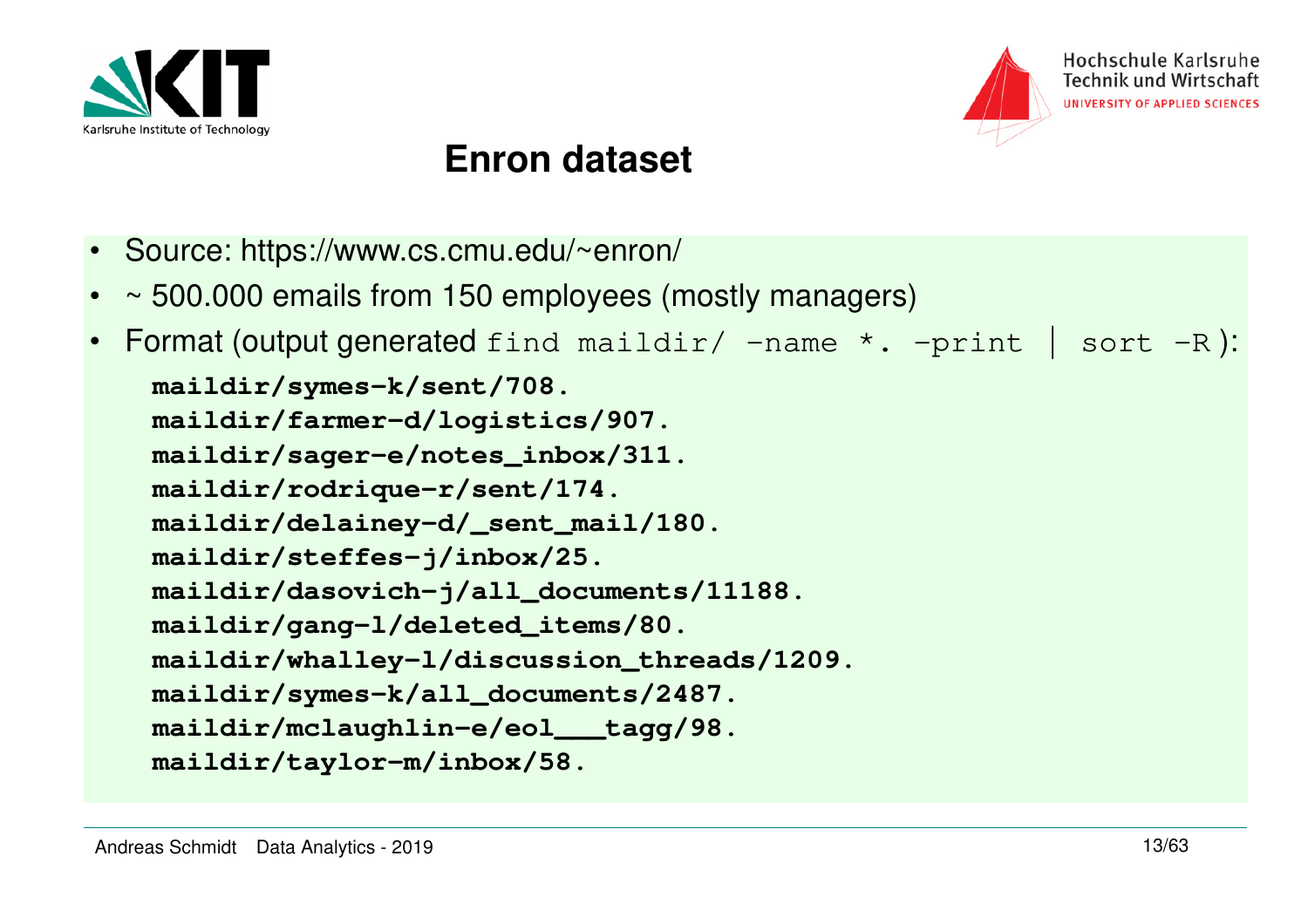# Enron dataset

- Source: https://www.cs.cmu.edu/~enron/
- ~ 500.000 emails from 150 employees (mostly managers)
- Format (output generated `find maildir/ -name *. -print | sort -R`):

```
maildir/symes-k/sent/708.
maildir/farmer-d/logistics/907.
maildir/sager-e/notes_inbox/311.
maildir/rodrique-r/sent/174.
maildir/delainey-d/_sent_mail/180.
maildir/steffes-j/inbox/25.
maildir/dasovich-j/all_documents/11188.
maildir/gang-l/deleted_items/80.
maildir/whalley-l/discussion_threads/1209.
maildir/symes-k/all_documents/2487.
maildir/mclaughlin-e/eol___tagg/98.
maildir/taylor-m/inbox/58.
```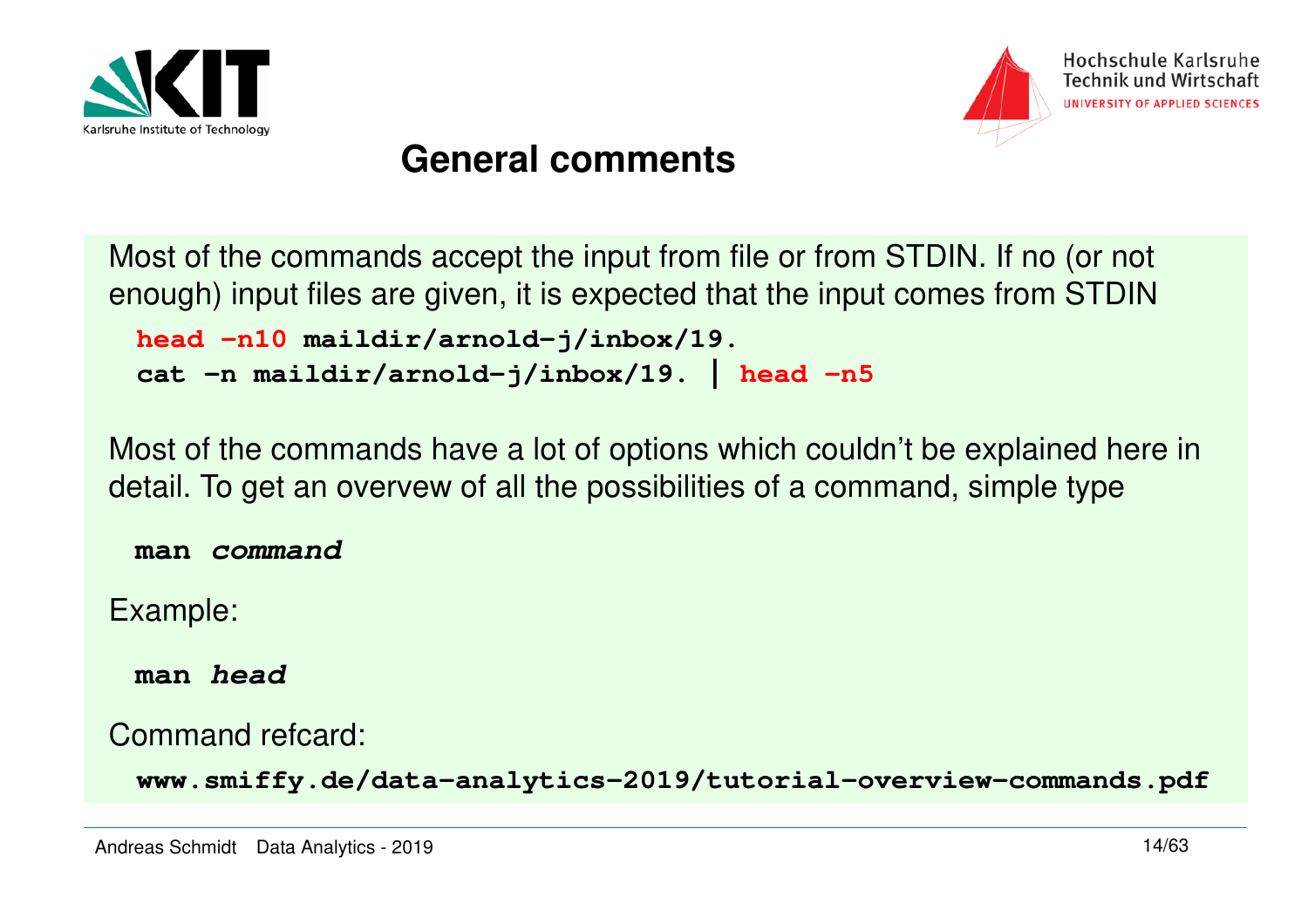# General comments

Most of the commands accept the input from file or from STDIN. If no (or not enough) input files are given, it is expected that the input comes from STDIN

```
head -n10 maildir/arnold-j/inbox/19.
cat -n maildir/arnold-j/inbox/19. | head -n5
```

Most of the commands have a lot of options which couldn't be explained here in detail. To get an overvew of all the possibilities of a command, simple type

**man** ***command***

Example:

**man** ***head***

Command refcard:

**www.smiffy.de/data-analytics-2019/tutorial-overview-commands.pdf**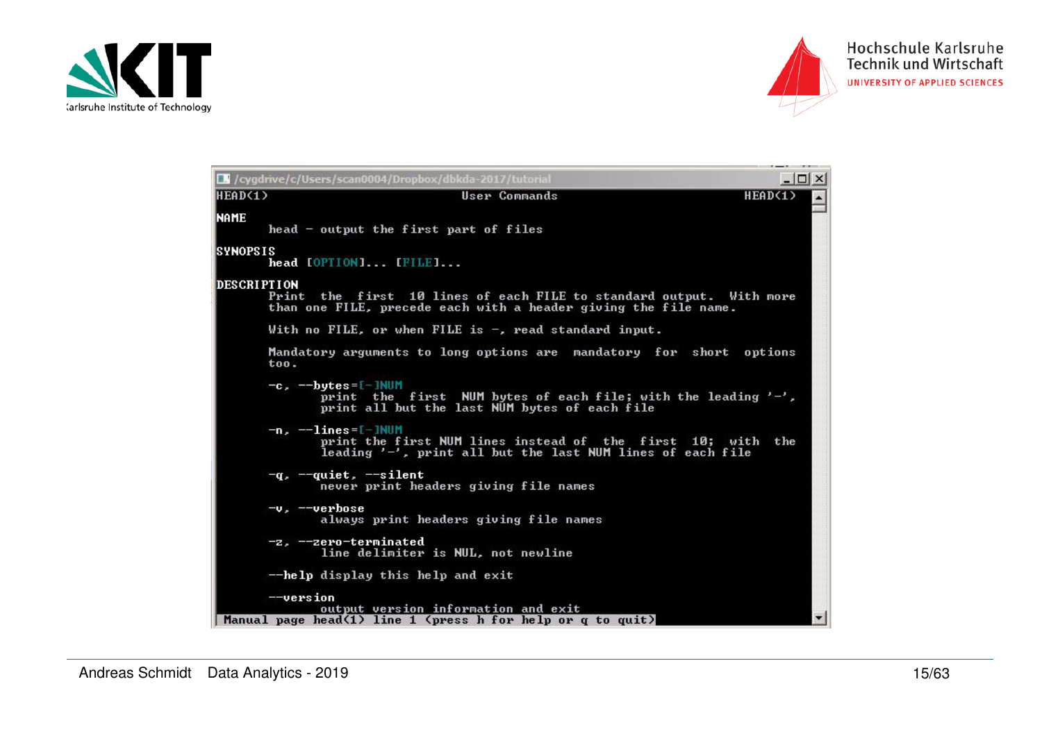```
/cygdrive/c/Users/scan0004/Dropbox/dbkda-2017/tutorial
HEAD(1)                          User Commands                          HEAD(1)

NAME
       head - output the first part of files

SYNOPSIS
       head [OPTION]... [FILE]...

DESCRIPTION
       Print  the  first  10 lines of each FILE to standard output.  With more
       than one FILE, precede each with a header giving the file name.

       With no FILE, or when FILE is -, read standard input.

       Mandatory arguments to long options are  mandatory  for  short  options
       too.

       -c, --bytes=[-]NUM
              print  the  first  NUM bytes of each file; with the leading '-',
              print all but the last NUM bytes of each file

       -n, --lines=[-]NUM
              print the first NUM lines instead of  the  first  10;  with  the
              leading '-', print all but the last NUM lines of each file

       -q, --quiet, --silent
              never print headers giving file names

       -v, --verbose
              always print headers giving file names

       -z, --zero-terminated
              line delimiter is NUL, not newline

       --help display this help and exit

       --version
              output version information and exit
 Manual page head(1) line 1 (press h for help or q to quit)
```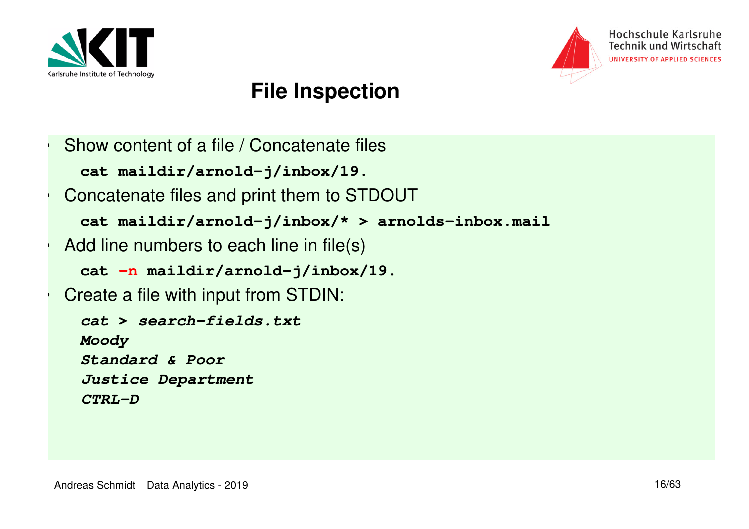# File Inspection

- Show content of a file / Concatenate files

```
cat maildir/arnold-j/inbox/19.
```

- Concatenate files and print them to STDOUT

```
cat maildir/arnold-j/inbox/* > arnolds-inbox.mail
```

- Add line numbers to each line in file(s)

```
cat -n maildir/arnold-j/inbox/19.
```

- Create a file with input from STDIN:

```
cat > search-fields.txt
Moody
Standard & Poor
Justice Department
CTRL-D
```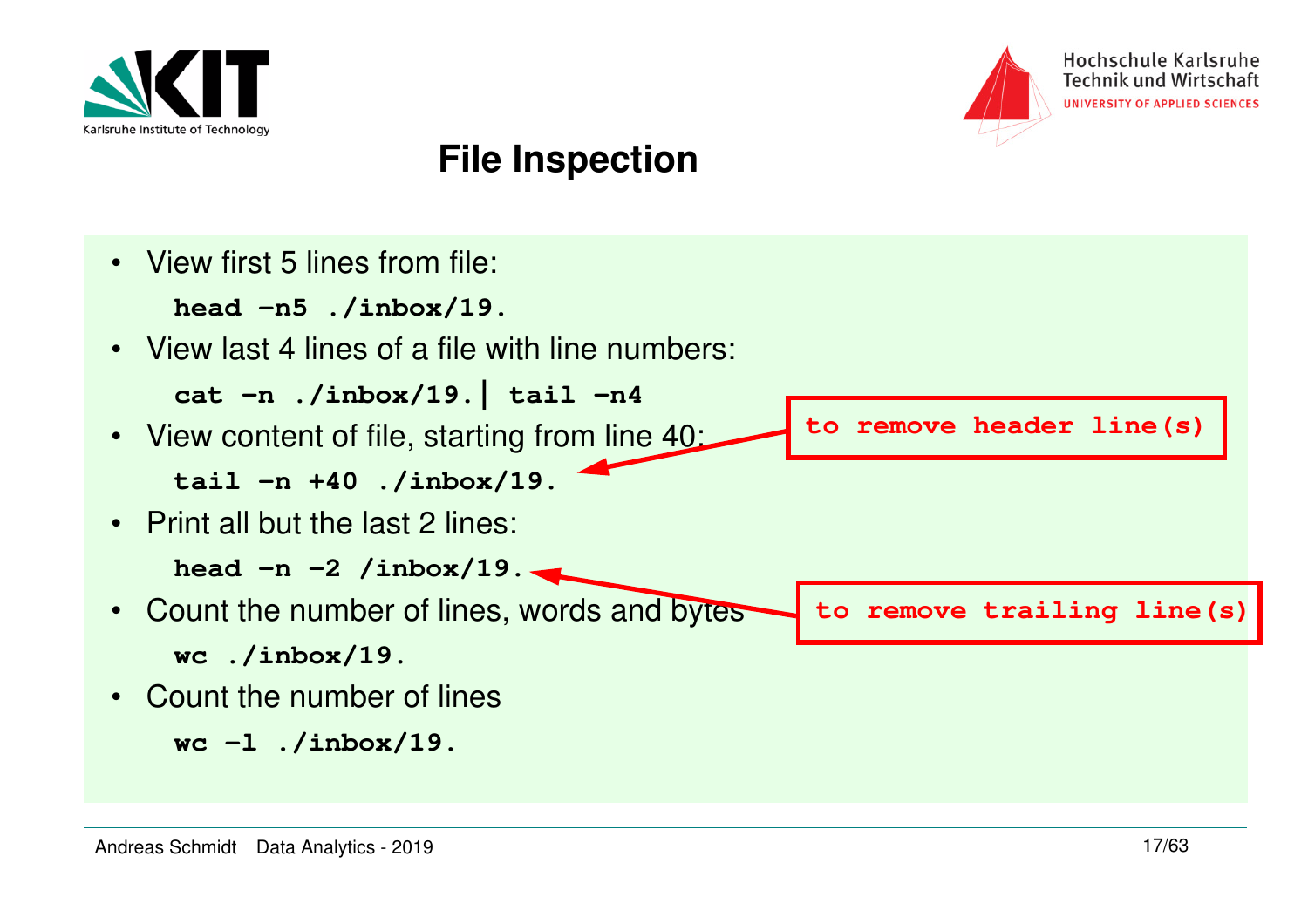# File Inspection

- View first 5 lines from file:

  ```
  head -n5 ./inbox/19.
  ```

- View last 4 lines of a file with line numbers:

  ```
  cat -n ./inbox/19.| tail -n4
  ```

- View content of file, starting from line 40:

  ```
  tail -n +40 ./inbox/19.
  ```

  to remove header line(s)

- Print all but the last 2 lines:

  ```
  head -n -2 /inbox/19.
  ```

  to remove trailing line(s)

- Count the number of lines, words and bytes

  ```
  wc ./inbox/19.
  ```

- Count the number of lines

  ```
  wc -l ./inbox/19.
  ```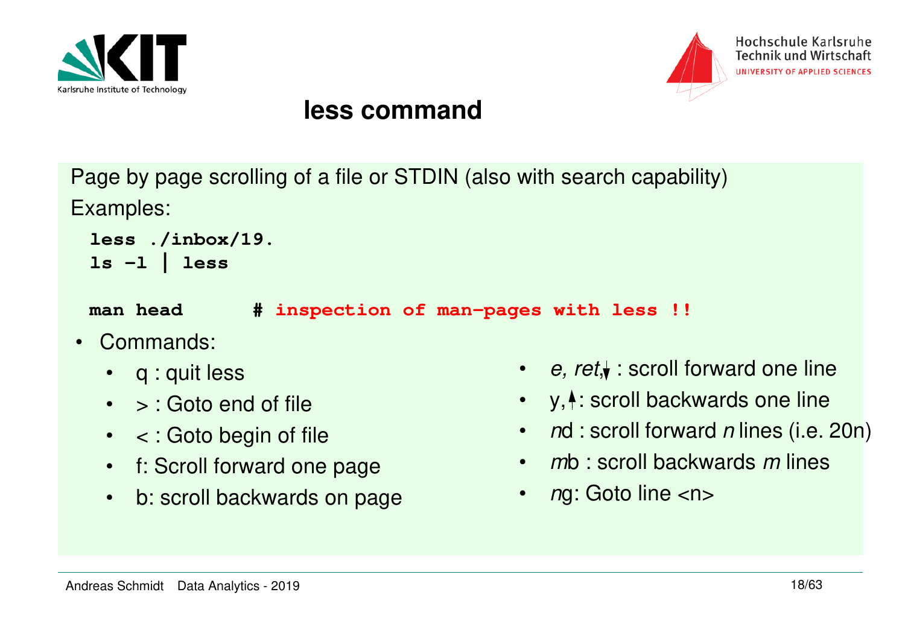# less command

Page by page scrolling of a file or STDIN (also with search capability)

Examples:

```
less ./inbox/19.
ls -l | less

man head      # inspection of man-pages with less !!
```

- Commands:
  - q : quit less
  - > : Goto end of file
  - < : Goto begin of file
  - f: Scroll forward one page
  - b: scroll backwards on page
  - *e, ret*,↓ : scroll forward one line
  - y,↑: scroll backwards one line
  - *n*d : scroll forward *n* lines (i.e. 20n)
  - *m*b : scroll backwards *m* lines
  - *n*g: Goto line <n>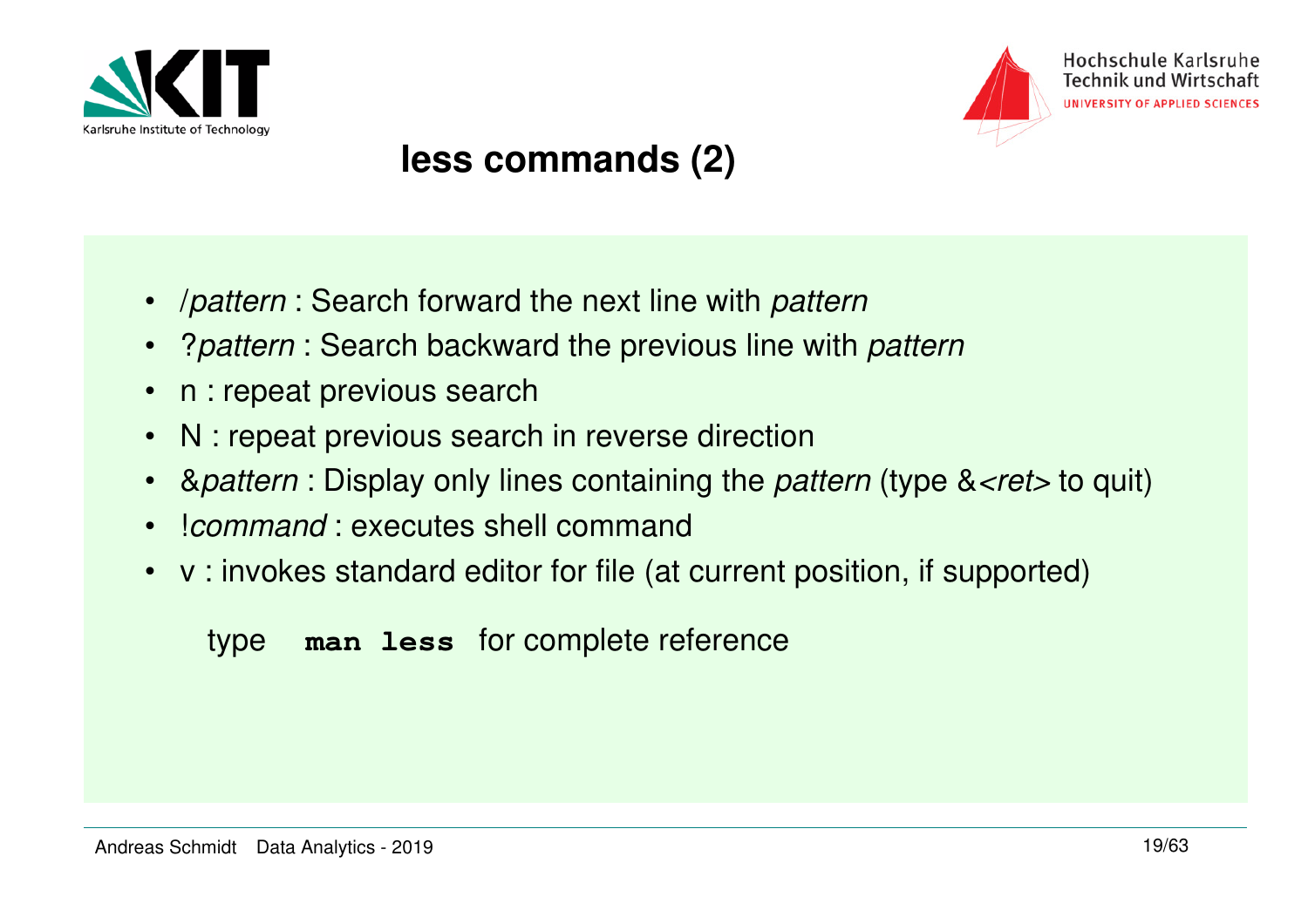# less commands (2)

- */pattern* : Search forward the next line with *pattern*
- *?pattern* : Search backward the previous line with *pattern*
- n : repeat previous search
- N : repeat previous search in reverse direction
- *&pattern* : Display only lines containing the *pattern* (type &*<ret>* to quit)
- *!command* : executes shell command
- v : invokes standard editor for file (at current position, if supported)

type **`man less`** for complete reference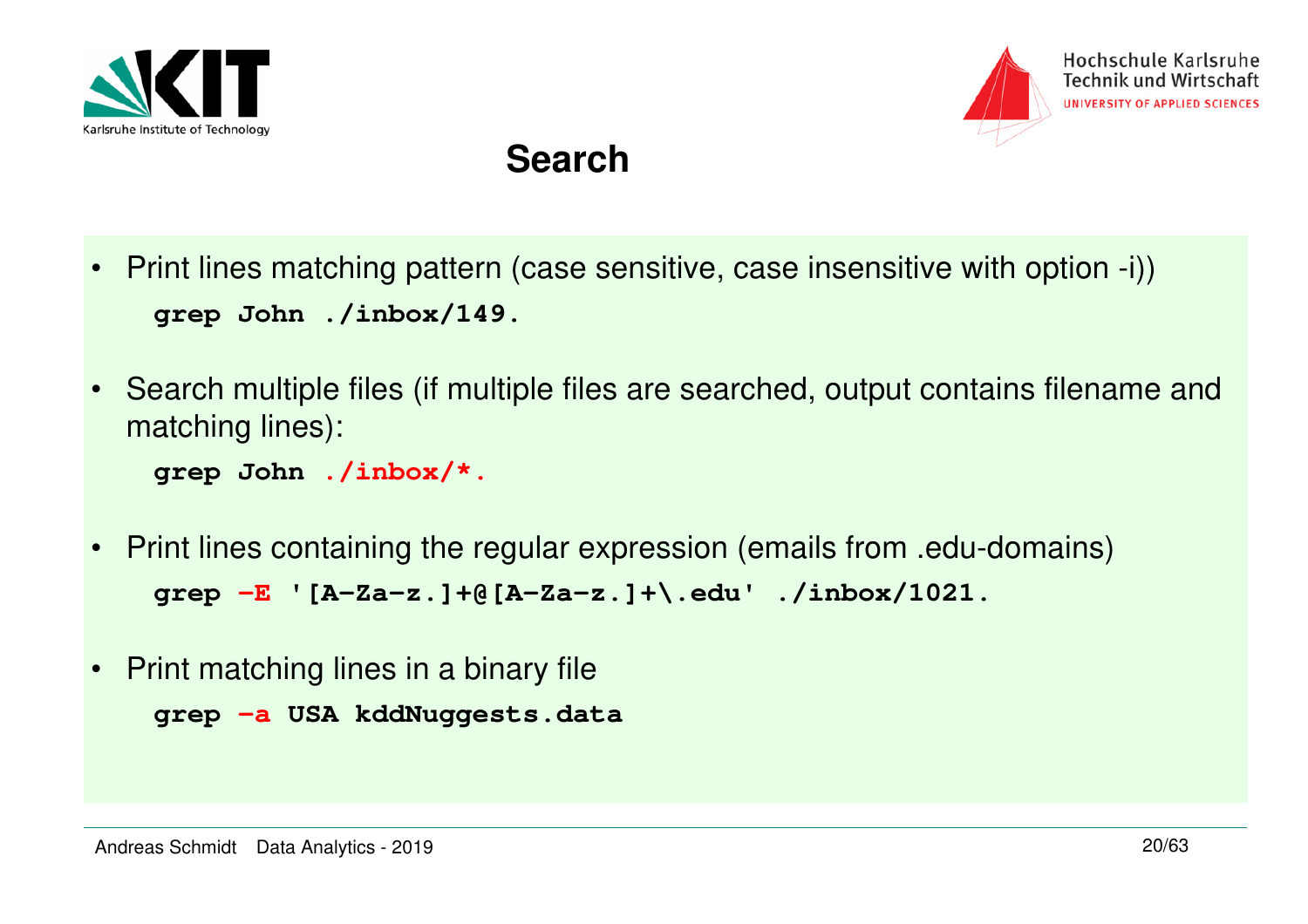# Search

- Print lines matching pattern (case sensitive, case insensitive with option -i))

```
grep John ./inbox/149.
```

- Search multiple files (if multiple files are searched, output contains filename and matching lines):

```
grep John ./inbox/*.
```

- Print lines containing the regular expression (emails from .edu-domains)

```
grep -E '[A-Za-z.]+@[A-Za-z.]+\.edu' ./inbox/1021.
```

- Print matching lines in a binary file

```
grep -a USA kddNuggests.data
```

Andreas Schmidt Data Analytics - 2019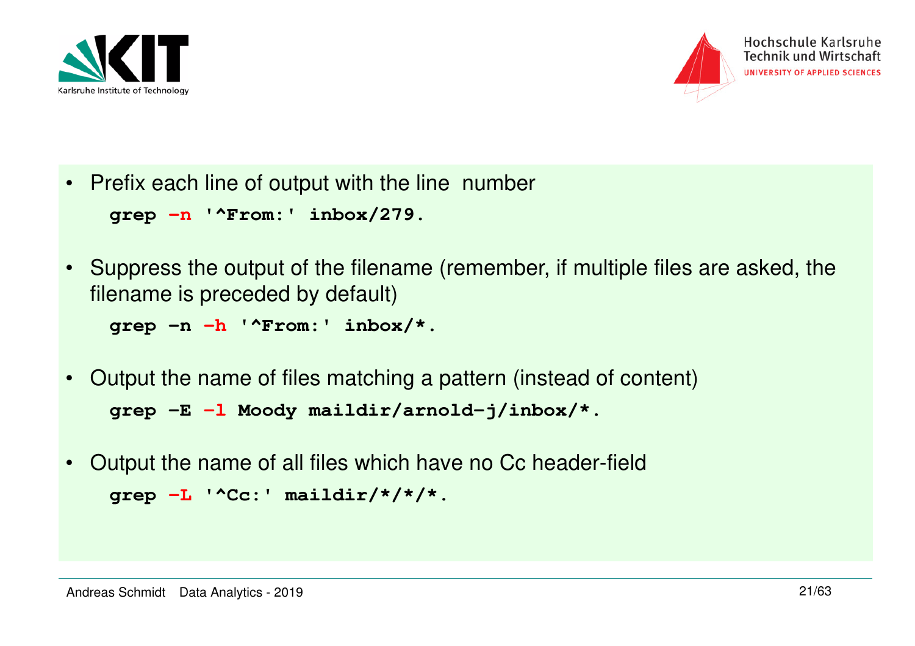- Prefix each line of output with the line number

  ```
  grep -n '^From:' inbox/279.
  ```

- Suppress the output of the filename (remember, if multiple files are asked, the filename is preceded by default)

  ```
  grep -n -h '^From:' inbox/*.
  ```

- Output the name of files matching a pattern (instead of content)

  ```
  grep -E -l Moody maildir/arnold-j/inbox/*.
  ```

- Output the name of all files which have no Cc header-field

  ```
  grep -L '^Cc:' maildir/*/*/*.
  ```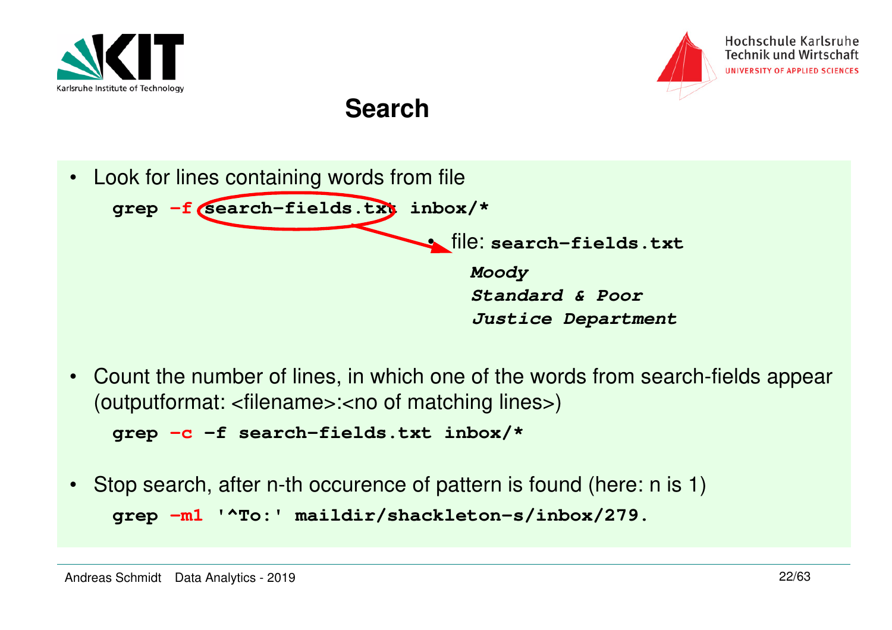# Search

- Look for lines containing words from file

```
grep -f search-fields.txt inbox/*
```

  - file: `search-fields.txt`

    ```
    Moody
    Standard & Poor
    Justice Department
    ```

- Count the number of lines, in which one of the words from search-fields appear (outputformat: <filename>:<no of matching lines>)

```
grep -c -f search-fields.txt inbox/*
```

- Stop search, after n-th occurence of pattern is found (here: n is 1)

```
grep -m1 '^To:' maildir/shackleton-s/inbox/279.
```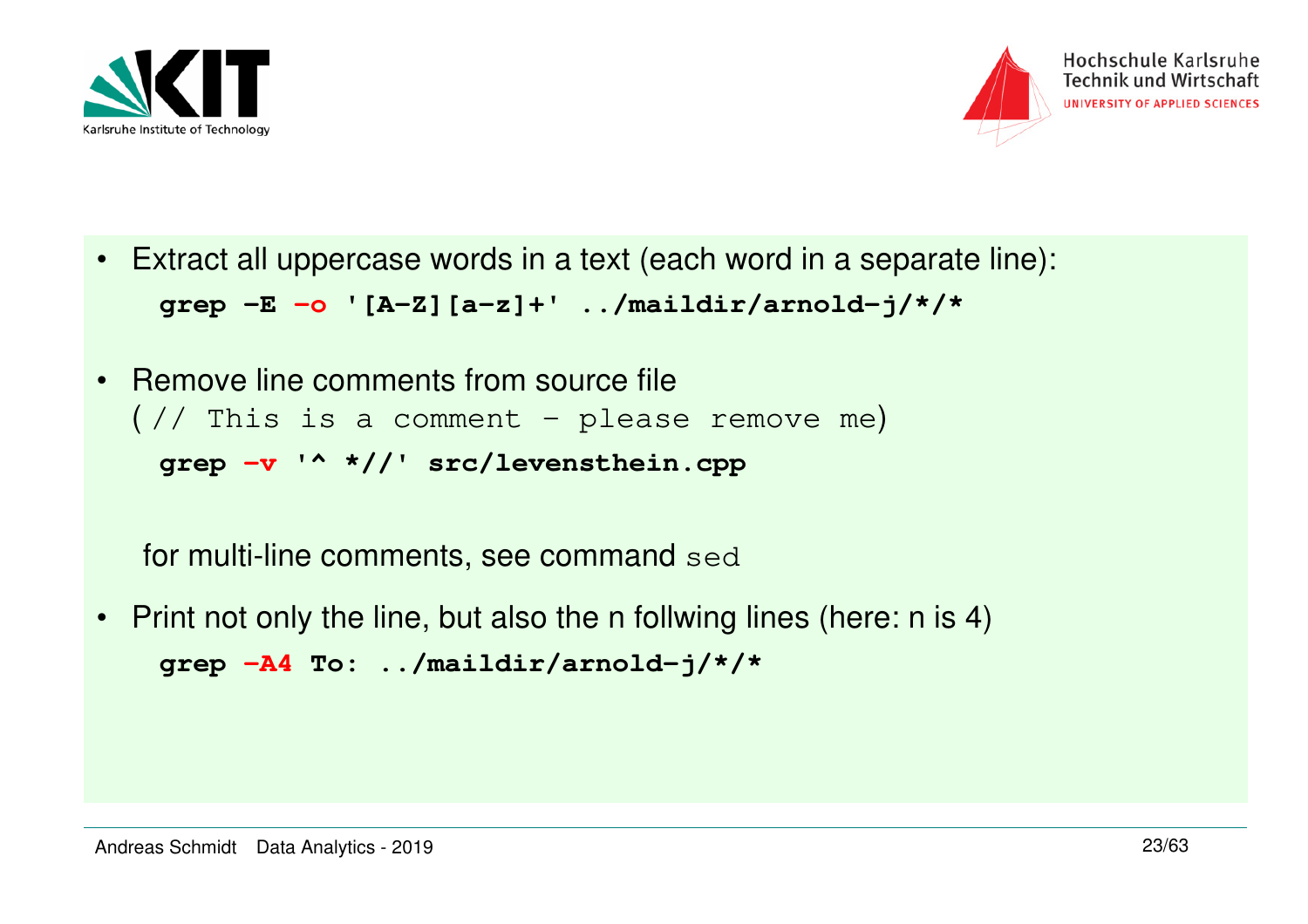- Extract all uppercase words in a text (each word in a separate line):

```
grep -E -o '[A-Z][a-z]+' ../maildir/arnold-j/*/*
```

- Remove line comments from source file
  (`// This is a comment - please remove me`)

```
grep -v '^ *//' src/levensthein.cpp
```

  for multi-line comments, see command `sed`

- Print not only the line, but also the n follwing lines (here: n is 4)

```
grep -A4 To: ../maildir/arnold-j/*/*
```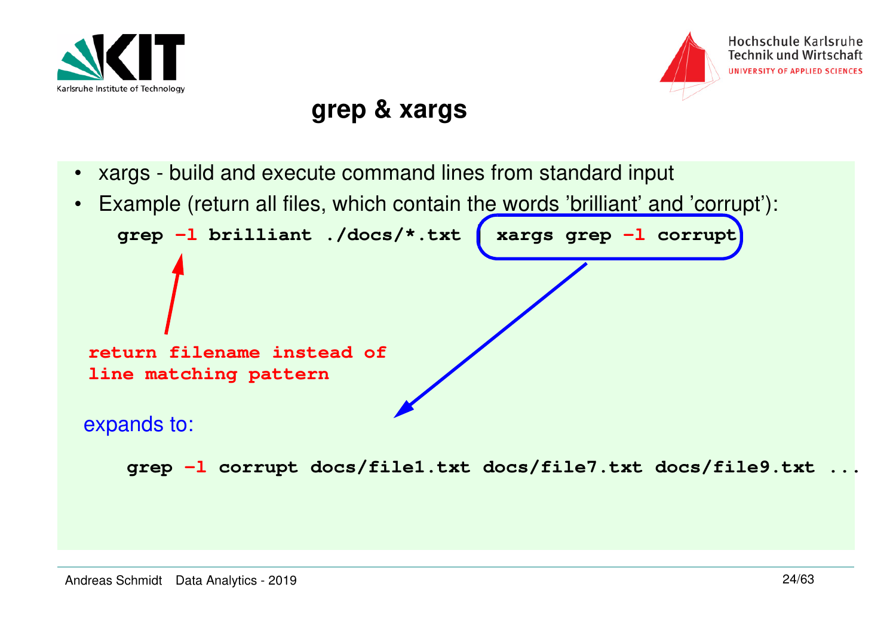# grep & xargs

- xargs - build and execute command lines from standard input
- Example (return all files, which contain the words 'brilliant' and 'corrupt'):

```
grep -l brilliant ./docs/*.txt | xargs grep -l corrupt
```

return filename instead of line matching pattern

expands to:

```
grep -l corrupt docs/file1.txt docs/file7.txt docs/file9.txt ...
```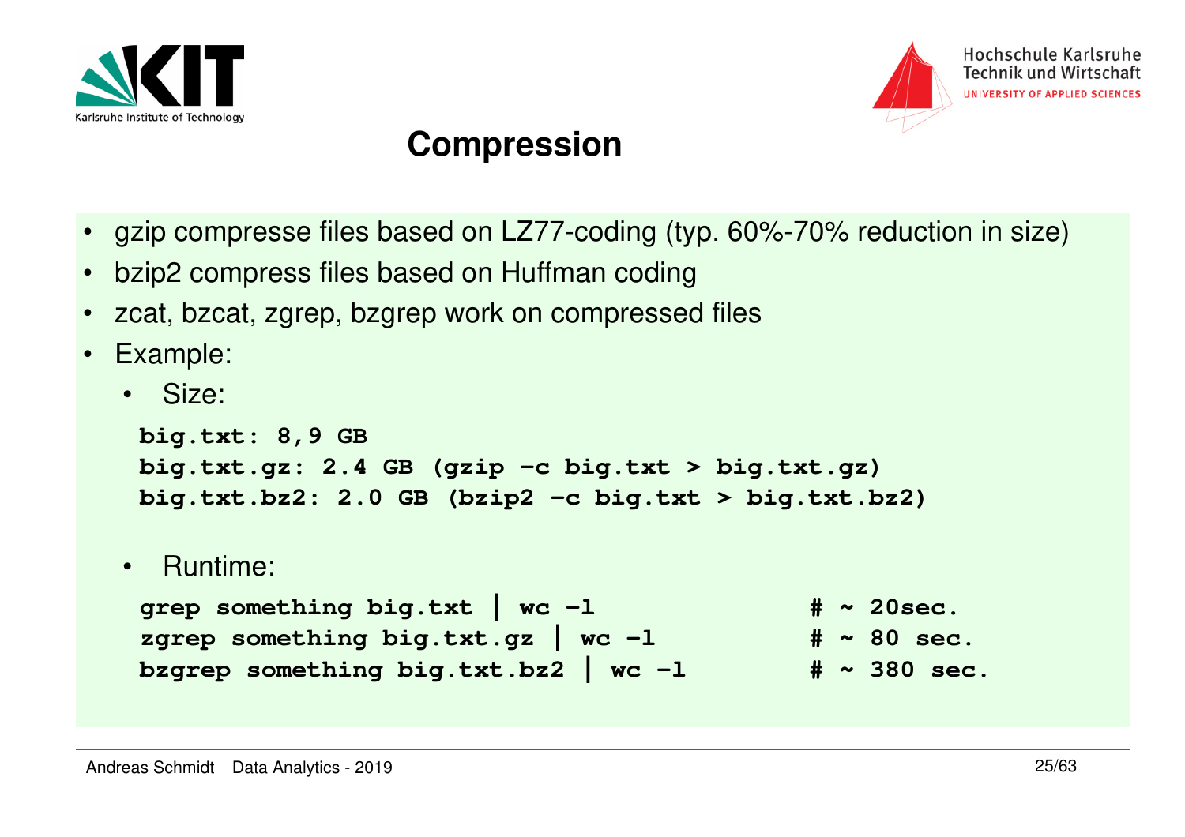# Compression

- gzip compresse files based on LZ77-coding (typ. 60%-70% reduction in size)
- bzip2 compress files based on Huffman coding
- zcat, bzcat, zgrep, bzgrep work on compressed files
- Example:
  - Size:

```
big.txt: 8,9 GB
big.txt.gz: 2.4 GB (gzip -c big.txt > big.txt.gz)
big.txt.bz2: 2.0 GB (bzip2 -c big.txt > big.txt.bz2)
```

  - Runtime:

```
grep something big.txt | wc -l              # ~ 20sec.
zgrep something big.txt.gz | wc -l          # ~ 80 sec.
bzgrep something big.txt.bz2 | wc -l        # ~ 380 sec.
```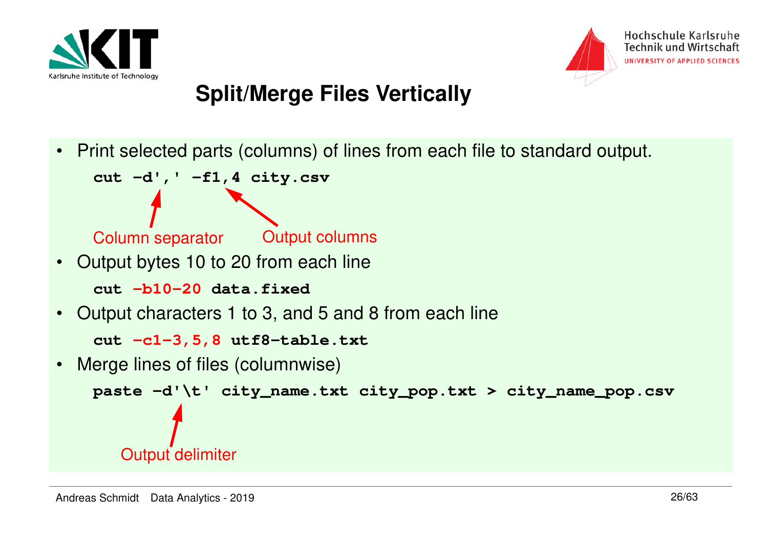# Split/Merge Files Vertically

- Print selected parts (columns) of lines from each file to standard output.

```
cut -d',' -f1,4 city.csv
```

Column separator: `-d','` — Output columns: `-f1,4`

- Output bytes 10 to 20 from each line

```
cut -b10-20 data.fixed
```

- Output characters 1 to 3, and 5 and 8 from each line

```
cut -c1-3,5,8 utf8-table.txt
```

- Merge lines of files (columnwise)

```
paste -d'\t' city_name.txt city_pop.txt > city_name_pop.csv
```

Output delimiter: `-d'\t'`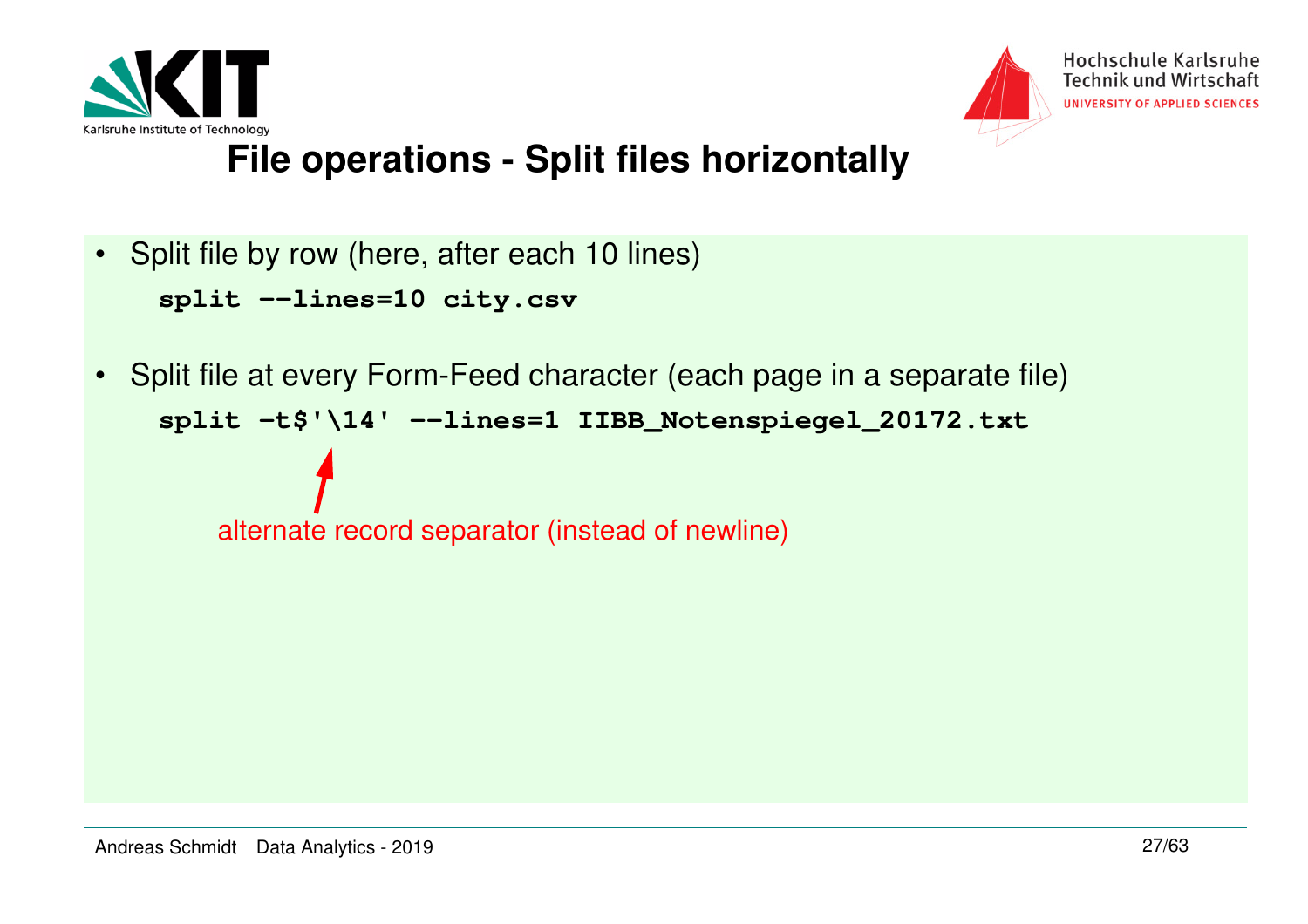# File operations - Split files horizontally

- Split file by row (here, after each 10 lines)

```
split --lines=10 city.csv
```

- Split file at every Form-Feed character (each page in a separate file)

```
split -t$'\14' --lines=1 IIBB_Notenspiegel_20172.txt
```

alternate record separator (instead of newline)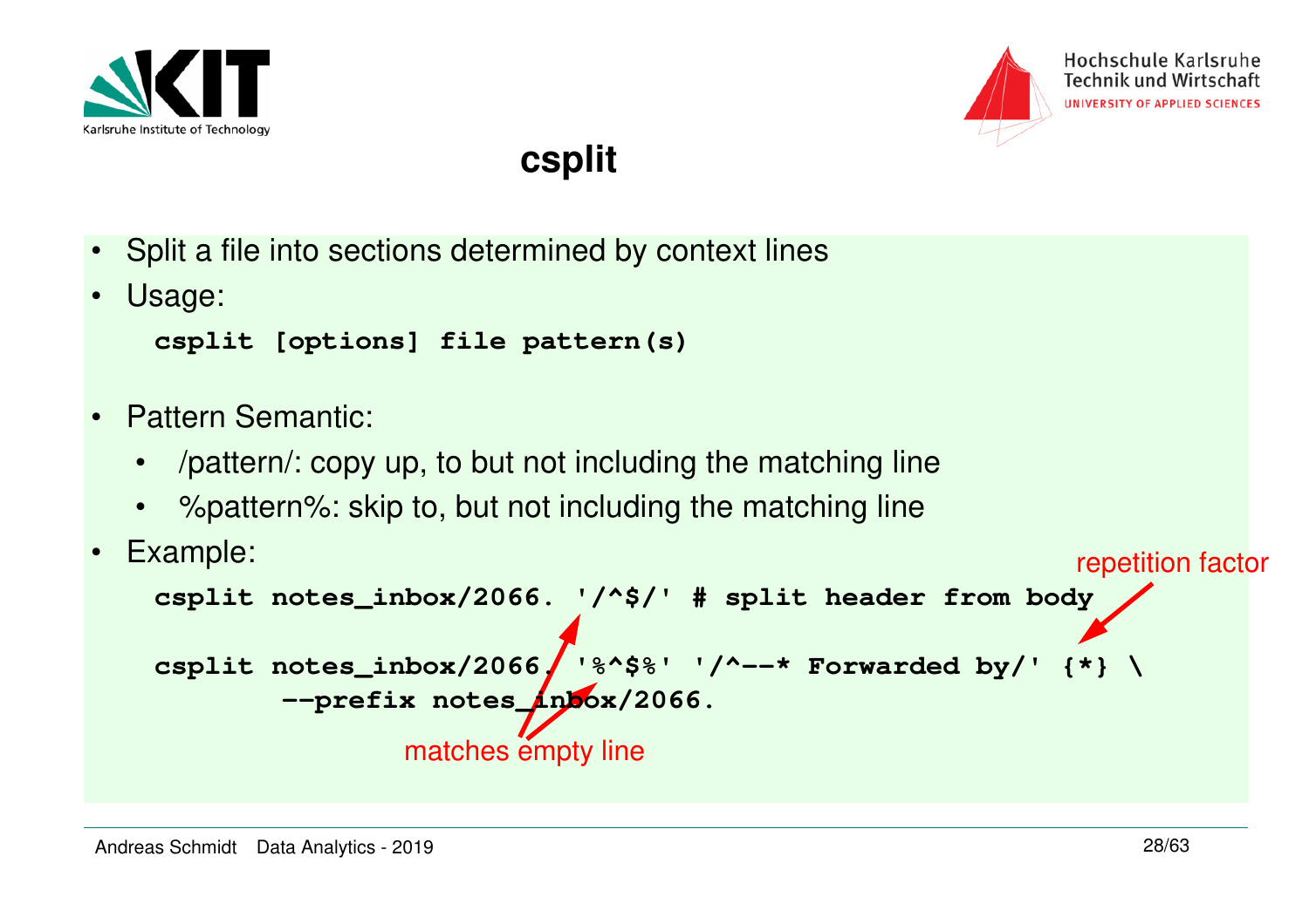# csplit

- Split a file into sections determined by context lines
- Usage:

```
csplit [options] file pattern(s)
```

- Pattern Semantic:
  - /pattern/: copy up, to but not including the matching line
  - %pattern%: skip to, but not including the matching line
- Example:

```
csplit notes_inbox/2066. '/^$/' # split header from body

csplit notes_inbox/2066. '%^$%' '/^--* Forwarded by/' {*} \
      --prefix notes_inbox/2066.
```

repetition factor

matches empty line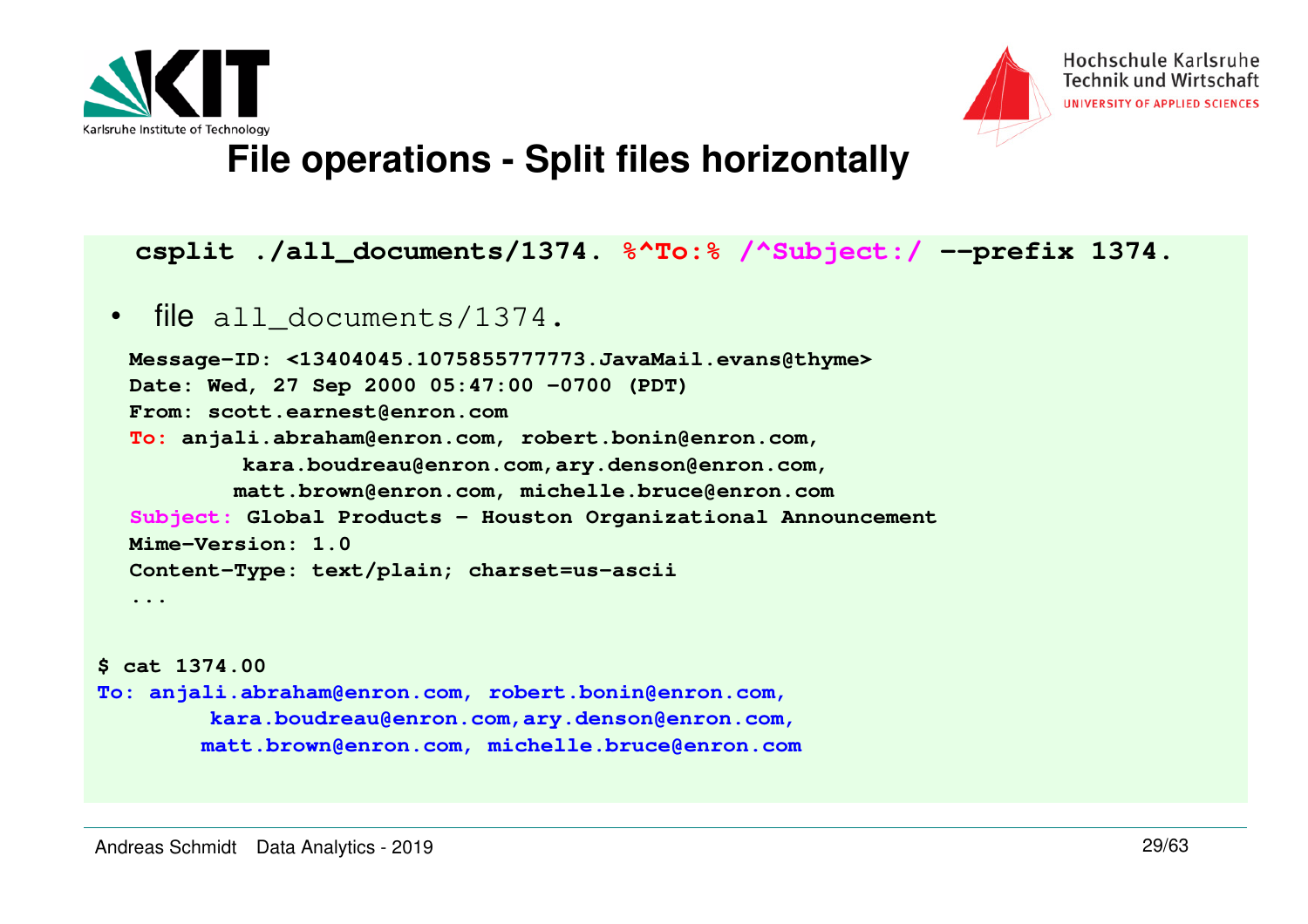# File operations - Split files horizontally

```
csplit ./all_documents/1374. %^To:% /^Subject:/ --prefix 1374.
```

- file `all_documents/1374.`

```
Message-ID: <13404045.1075855777773.JavaMail.evans@thyme>
Date: Wed, 27 Sep 2000 05:47:00 -0700 (PDT)
From: scott.earnest@enron.com
To: anjali.abraham@enron.com, robert.bonin@enron.com,
         kara.boudreau@enron.com,ary.denson@enron.com,
        matt.brown@enron.com, michelle.bruce@enron.com
Subject: Global Products - Houston Organizational Announcement
Mime-Version: 1.0
Content-Type: text/plain; charset=us-ascii
...
```

```
$ cat 1374.00
To: anjali.abraham@enron.com, robert.bonin@enron.com,
         kara.boudreau@enron.com,ary.denson@enron.com,
        matt.brown@enron.com, michelle.bruce@enron.com
```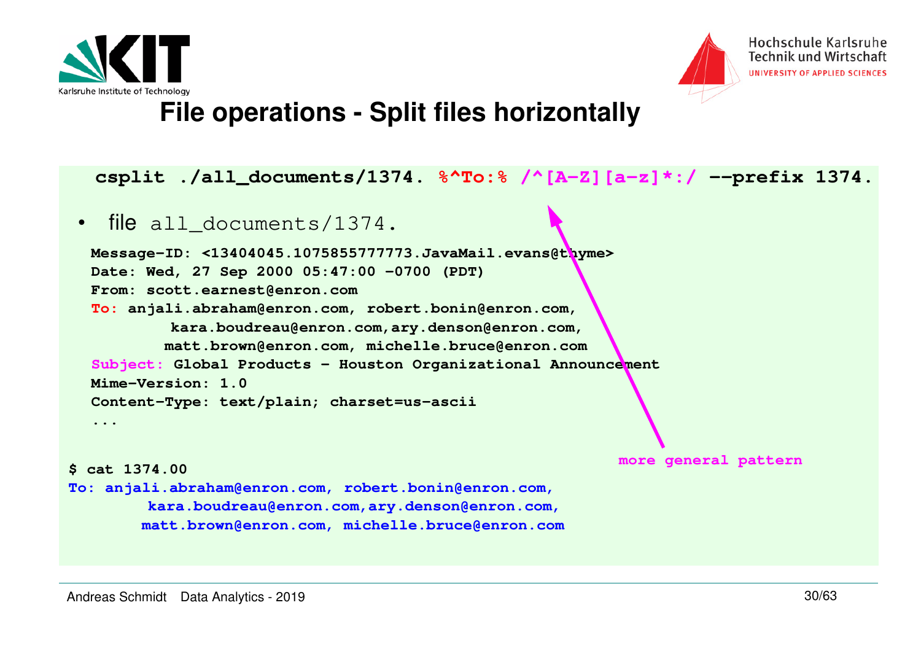# File operations - Split files horizontally

```
csplit ./all_documents/1374. %^To:% /^[A-Z][a-z]*:/ --prefix 1374.
```

- file `all_documents/1374.`

```
Message-ID: <13404045.1075855777773.JavaMail.evans@thyme>
Date: Wed, 27 Sep 2000 05:47:00 -0700 (PDT)
From: scott.earnest@enron.com
To: anjali.abraham@enron.com, robert.bonin@enron.com,
        kara.boudreau@enron.com,ary.denson@enron.com,
        matt.brown@enron.com, michelle.bruce@enron.com
Subject: Global Products - Houston Organizational Announcement
Mime-Version: 1.0
Content-Type: text/plain; charset=us-ascii
...
```

more general pattern

```
$ cat 1374.00
To: anjali.abraham@enron.com, robert.bonin@enron.com,
        kara.boudreau@enron.com,ary.denson@enron.com,
        matt.brown@enron.com, michelle.bruce@enron.com
```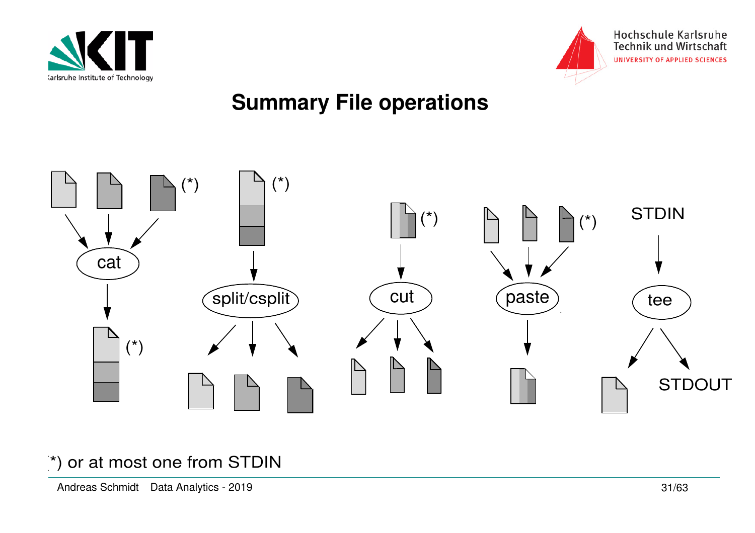# Summary File operations

cat

split/csplit

cut

paste

tee

STDIN

STDOUT

(*) or at most one from STDIN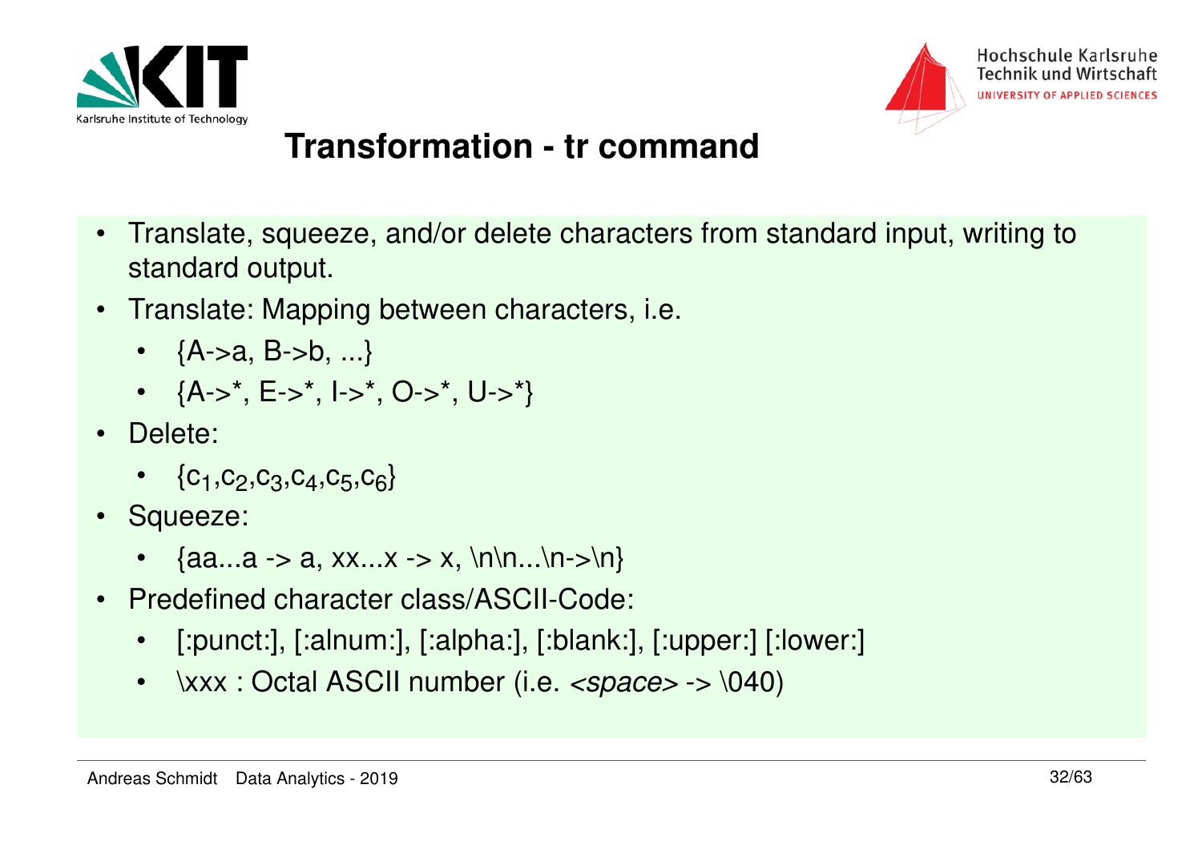# Transformation - tr command

- Translate, squeeze, and/or delete characters from standard input, writing to standard output.
- Translate: Mapping between characters, i.e.
  - {A->a, B->b, ...}
  - {A->*, E->*, I->*, O->*, U->*}
- Delete:
  - {$c_1$,$c_2$,$c_3$,$c_4$,$c_5$,$c_6$}
- Squeeze:
  - {aa...a -> a, xx...x -> x, \n\n...\n->\n}
- Predefined character class/ASCII-Code:
  - [:punct:], [:alnum:], [:alpha:], [:blank:], [:upper:] [:lower:]
  - \xxx : Octal ASCII number (i.e. *<space>* -> \040)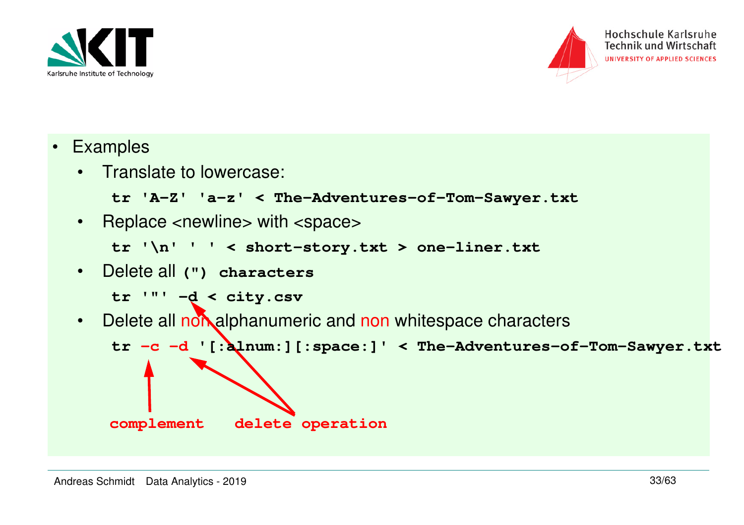- Examples
  - Translate to lowercase:

    ```
    tr 'A-Z' 'a-z' < The-Adventures-of-Tom-Sawyer.txt
    ```

  - Replace <newline> with <space>

    ```
    tr '\n' ' ' < short-story.txt > one-liner.txt
    ```

  - Delete all `(") characters`

    ```
    tr '"' -d < city.csv
    ```

  - Delete all non alphanumeric and non whitespace characters

    ```
    tr -c -d '[:alnum:][:space:]' < The-Adventures-of-Tom-Sawyer.txt
    ```

    complement (`-c`) &nbsp;&nbsp; delete operation (`-d`)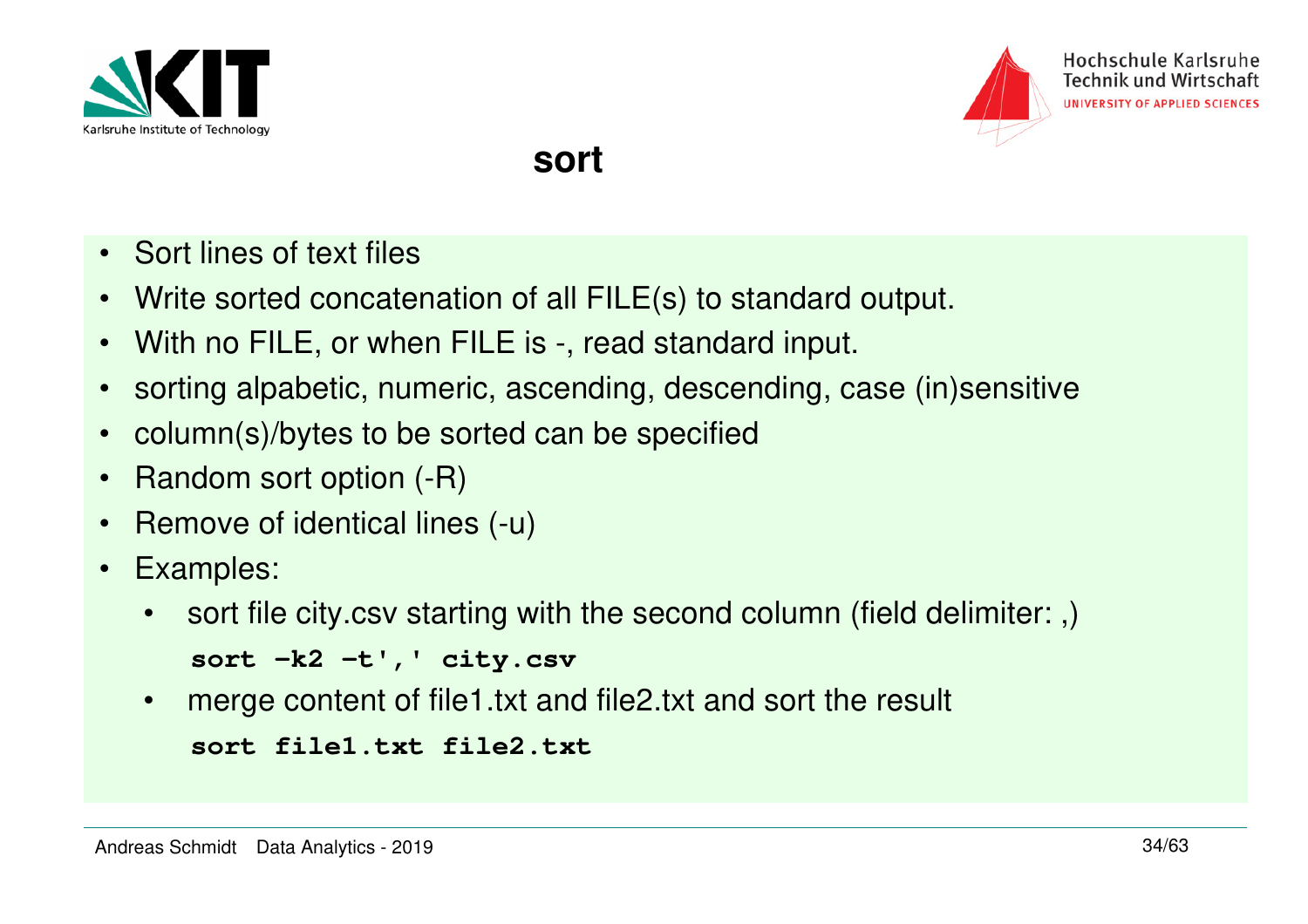# sort

- Sort lines of text files
- Write sorted concatenation of all FILE(s) to standard output.
- With no FILE, or when FILE is -, read standard input.
- sorting alpabetic, numeric, ascending, descending, case (in)sensitive
- column(s)/bytes to be sorted can be specified
- Random sort option (-R)
- Remove of identical lines (-u)
- Examples:
  - sort file city.csv starting with the second column (field delimiter: ,)

    ```
    sort -k2 -t',' city.csv
    ```

  - merge content of file1.txt and file2.txt and sort the result

    ```
    sort file1.txt file2.txt
    ```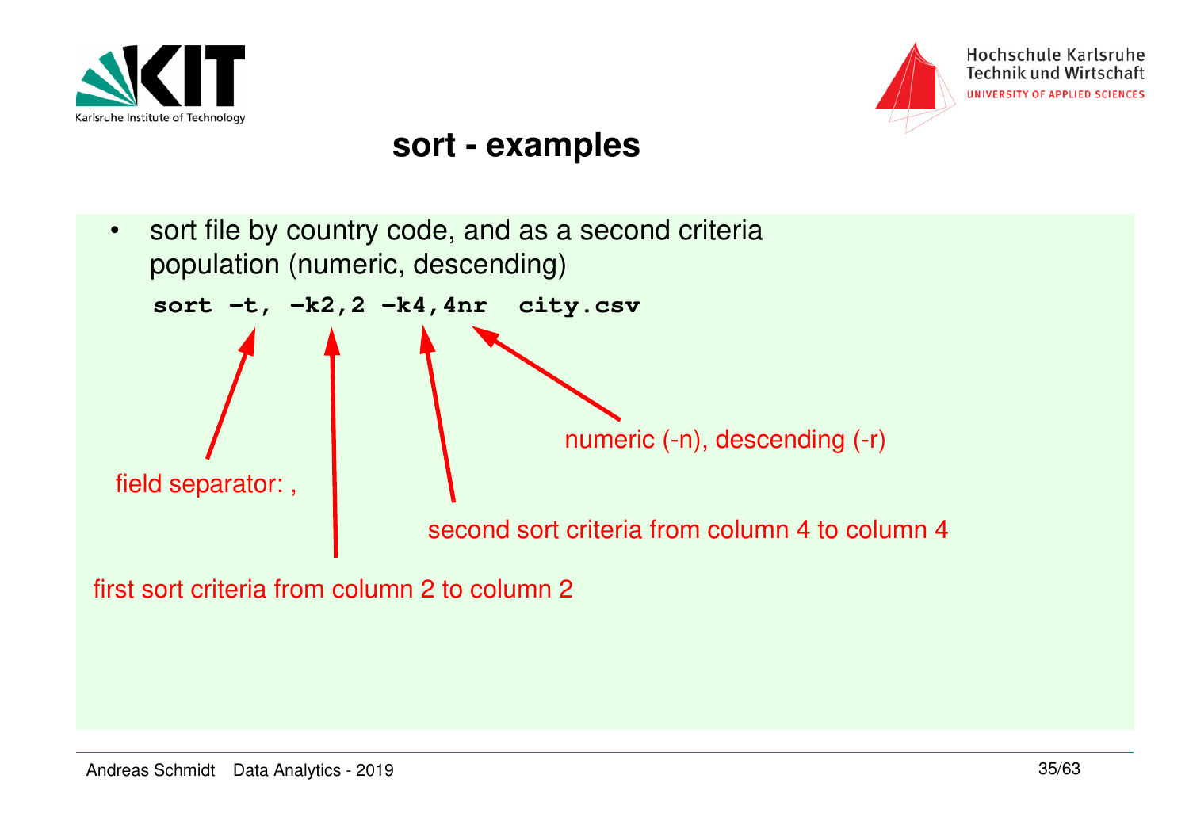# sort - examples

- sort file by country code, and as a second criteria population (numeric, descending)

```
sort -t, -k2,2 -k4,4nr  city.csv
```

field separator: ,

first sort criteria from column 2 to column 2

second sort criteria from column 4 to column 4

numeric (-n), descending (-r)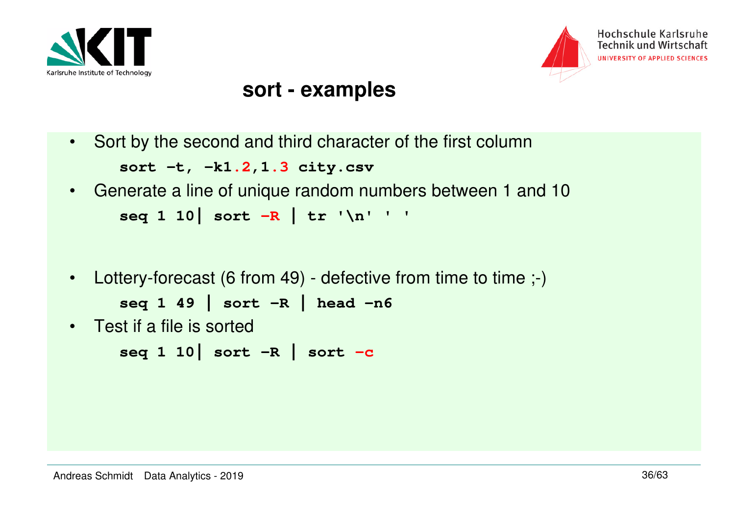# sort - examples

- Sort by the second and third character of the first column

```
sort -t, -k1.2,1.3 city.csv
```

- Generate a line of unique random numbers between 1 and 10

```
seq 1 10| sort -R | tr '\n' ' '
```

- Lottery-forecast (6 from 49) - defective from time to time ;-)

```
seq 1 49 | sort -R | head -n6
```

- Test if a file is sorted

```
seq 1 10| sort -R | sort -c
```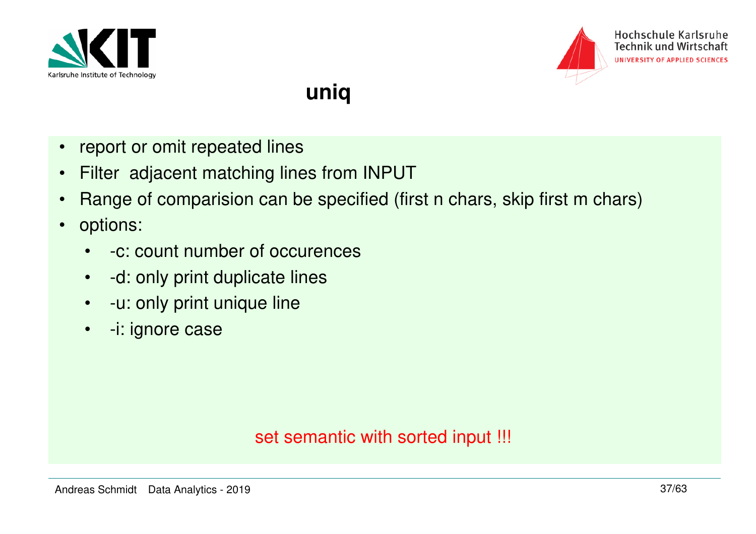# uniq

- report or omit repeated lines
- Filter  adjacent matching lines from INPUT
- Range of comparision can be specified (first n chars, skip first m chars)
- options:
  - -c: count number of occurences
  - -d: only print duplicate lines
  - -u: only print unique line
  - -i: ignore case

set semantic with sorted input !!!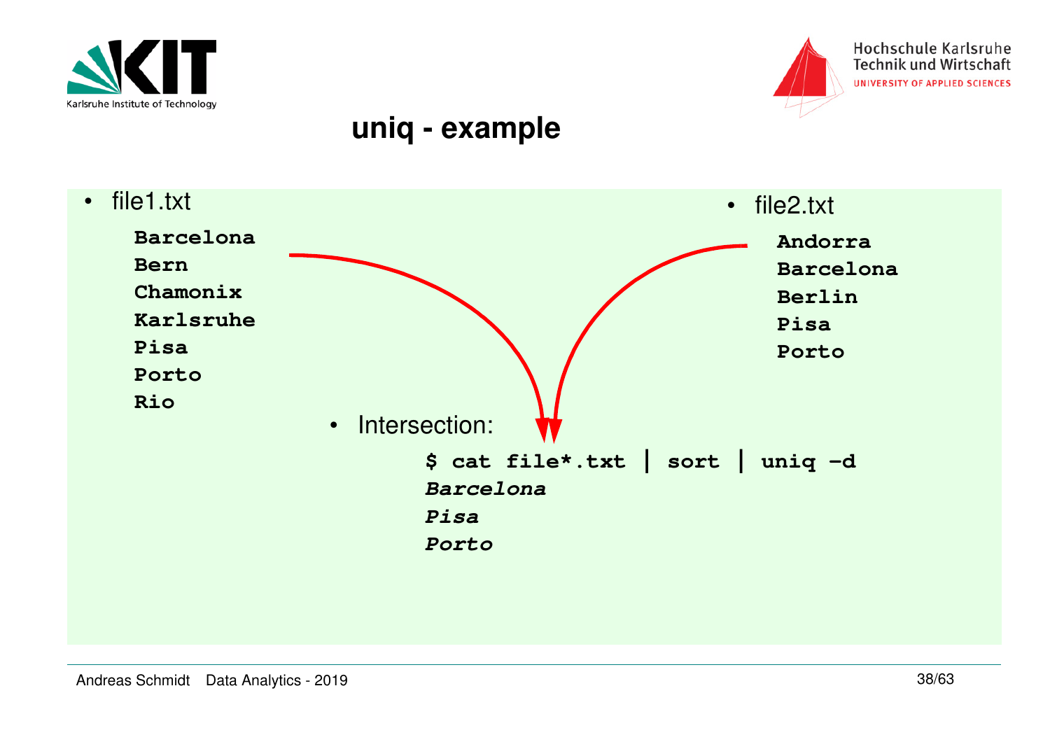# uniq - example

- file1.txt

```
Barcelona
Bern
Chamonix
Karlsruhe
Pisa
Porto
Rio
```

- file2.txt

```
Andorra
Barcelona
Berlin
Pisa
Porto
```

- Intersection:

```
$ cat file*.txt | sort | uniq -d
Barcelona
Pisa
Porto
```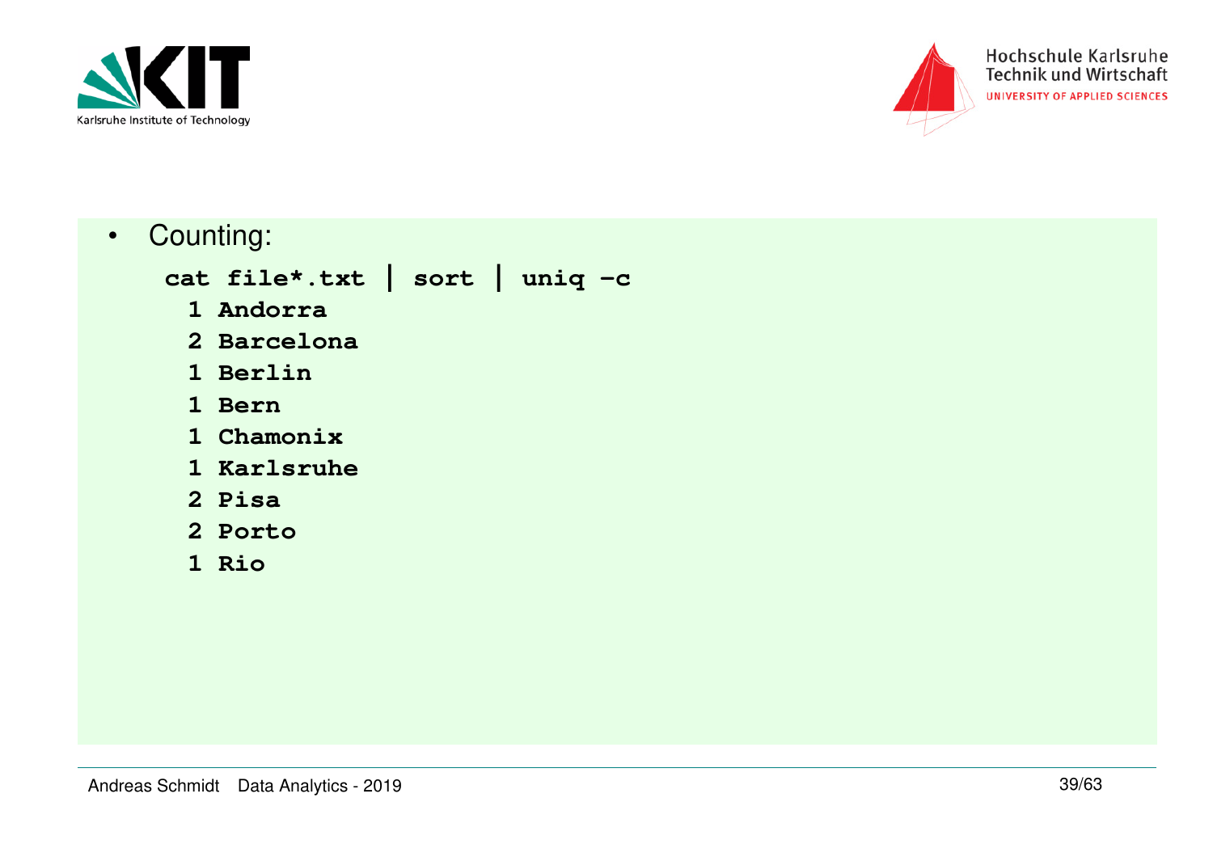- Counting:

```
cat file*.txt | sort | uniq -c
  1 Andorra
  2 Barcelona
  1 Berlin
  1 Bern
  1 Chamonix
  1 Karlsruhe
  2 Pisa
  2 Porto
  1 Rio
```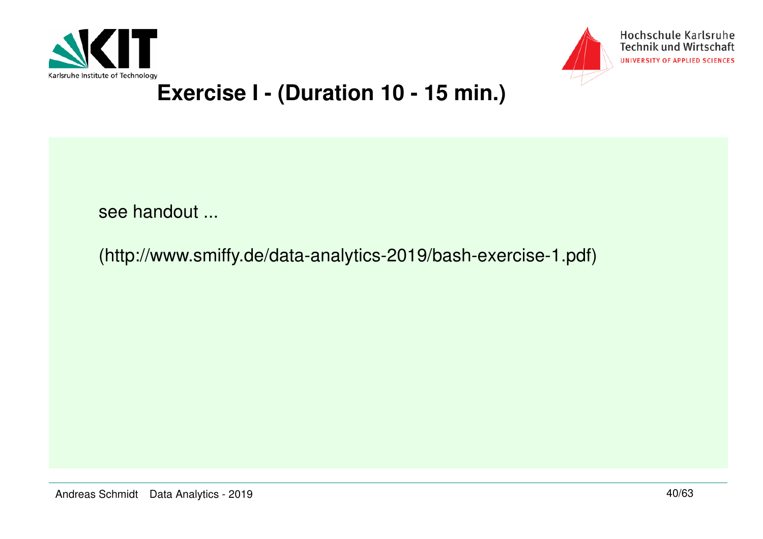# Exercise I - (Duration 10 - 15 min.)

see handout ...

(http://www.smiffy.de/data-analytics-2019/bash-exercise-1.pdf)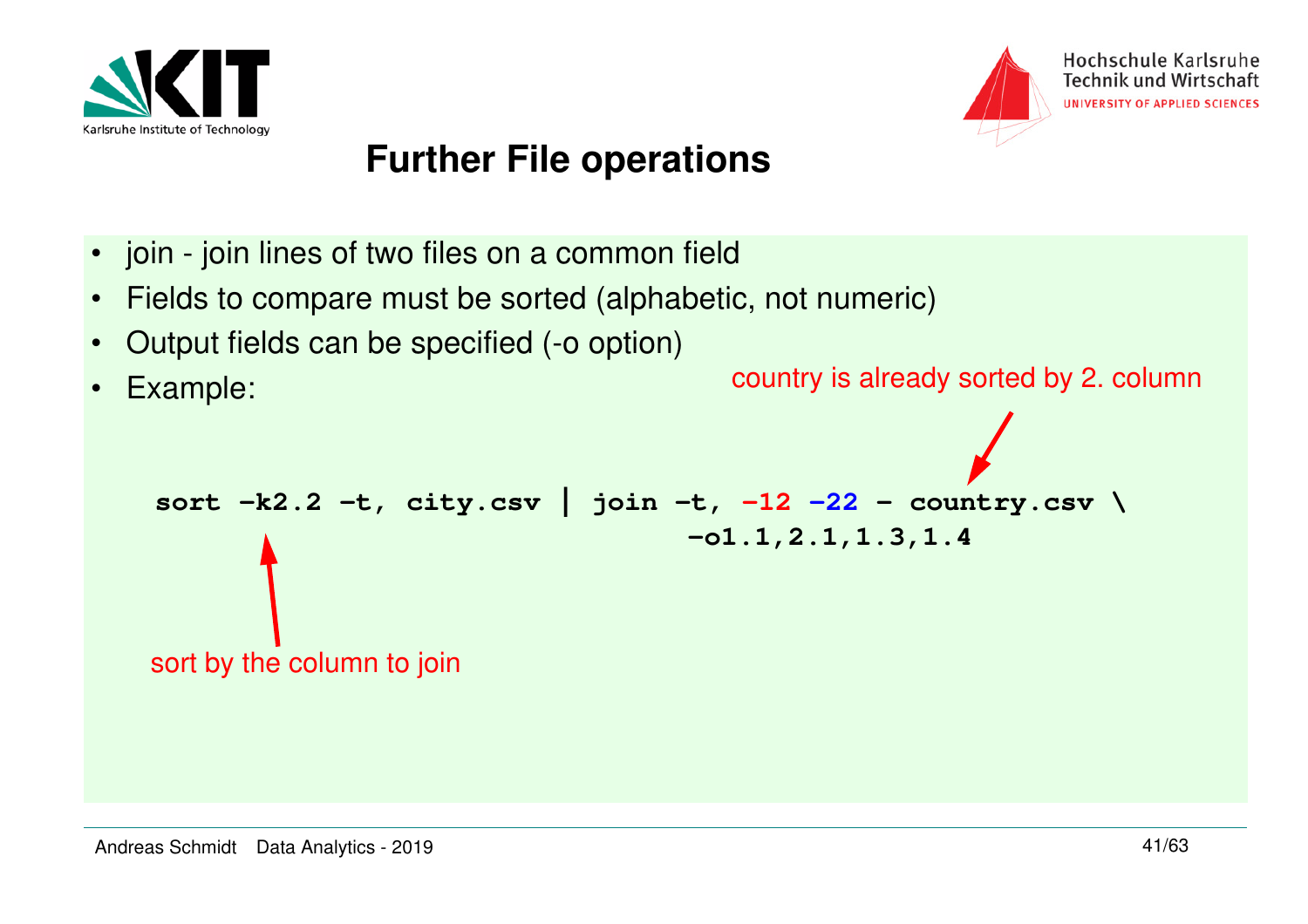# Further File operations

- join - join lines of two files on a common field
- Fields to compare must be sorted (alphabetic, not numeric)
- Output fields can be specified (-o option)
- Example:

country is already sorted by 2. column

```
sort -k2.2 -t, city.csv | join -t, -12 -22 - country.csv \
                                   -o1.1,2.1,1.3,1.4
```

sort by the column to join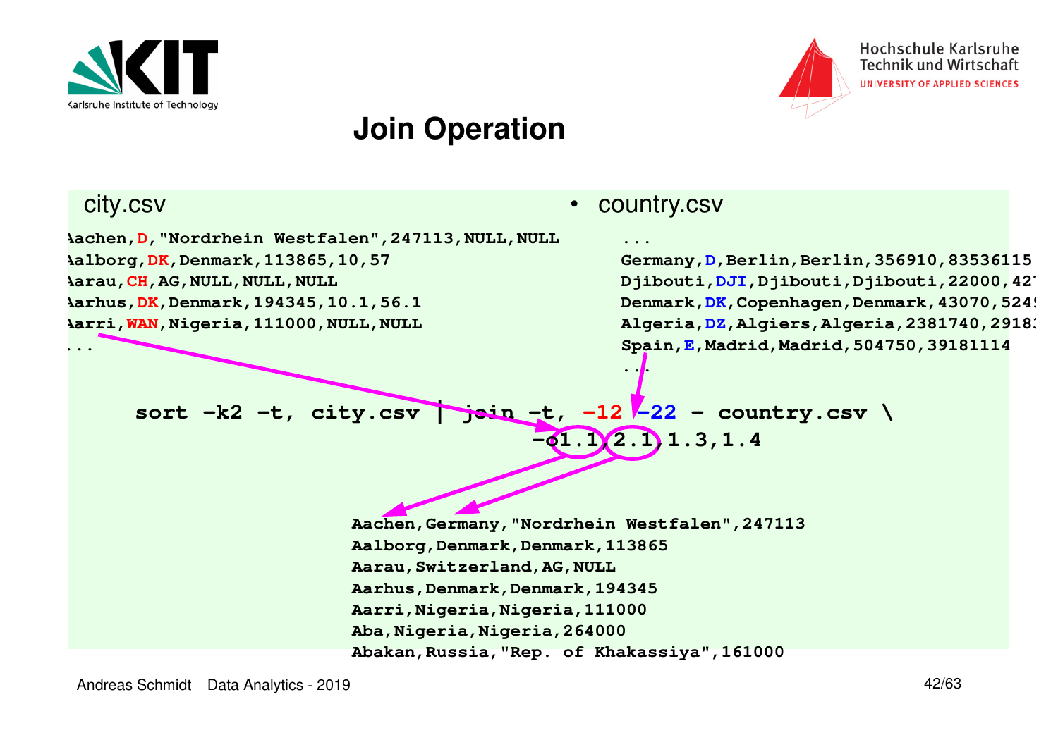# Join Operation

city.csv

```
Aachen,D,"Nordrhein Westfalen",247113,NULL,NULL
Aalborg,DK,Denmark,113865,10,57
Aarau,CH,AG,NULL,NULL,NULL
Aarhus,DK,Denmark,194345,10.1,56.1
Aarri,WAN,Nigeria,111000,NULL,NULL
...
```

- country.csv

```
...
Germany,D,Berlin,Berlin,356910,83536115
Djibouti,DJI,Djibouti,Djibouti,22000,427
Denmark,DK,Copenhagen,Denmark,43070,5249
Algeria,DZ,Algiers,Algeria,2381740,29183
Spain,E,Madrid,Madrid,504750,39181114
...
```

```
sort -k2 -t, city.csv | join -t, -12 -22 - country.csv \
     -o1.1,2.1,1.3,1.4
```

```
Aachen,Germany,"Nordrhein Westfalen",247113
Aalborg,Denmark,Denmark,113865
Aarau,Switzerland,AG,NULL
Aarhus,Denmark,Denmark,194345
Aarri,Nigeria,Nigeria,111000
Aba,Nigeria,Nigeria,264000
Abakan,Russia,"Rep. of Khakassiya",161000
```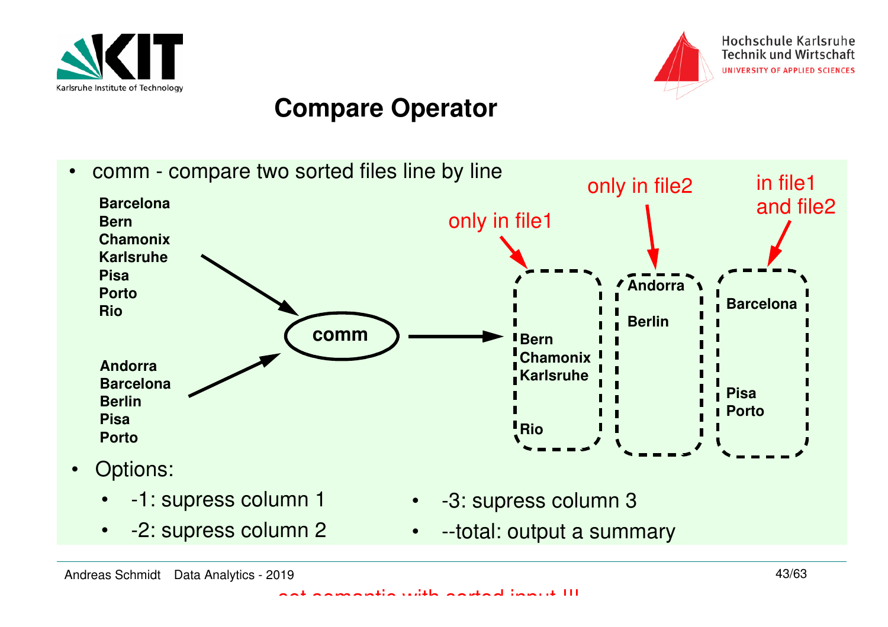# Compare Operator

- comm - compare two sorted files line by line

File 1:

**Barcelona**
**Bern**
**Chamonix**
**Karlsruhe**
**Pisa**
**Porto**
**Rio**

File 2:

**Andorra**
**Barcelona**
**Berlin**
**Pisa**
**Porto**

→ **comm** →

| only in file1 | only in file2 | in file1 and file2 |
|---|---|---|
| | **Andorra** | |
| | | **Barcelona** |
| **Bern** | | |
| | **Berlin** | |
| **Chamonix** | | |
| **Karlsruhe** | | |
| | | **Pisa** |
| | | **Porto** |
| **Rio** | | |

- Options:
  - -1: supress column 1
  - -2: supress column 2
  - -3: supress column 3
  - --total: output a summary

set semantic with sorted input !!!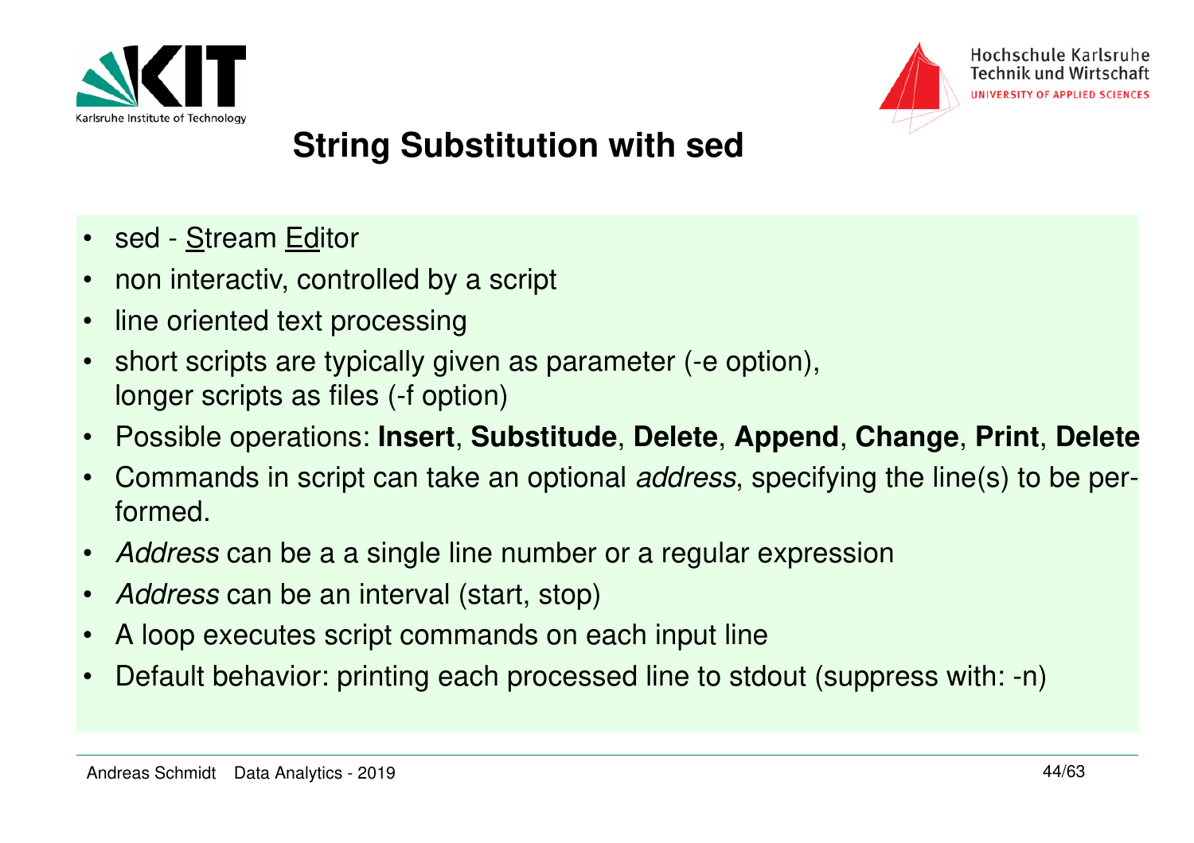# String Substitution with sed

- sed - Stream Editor
- non interactiv, controlled by a script
- line oriented text processing
- short scripts are typically given as parameter (-e option), longer scripts as files (-f option)
- Possible operations: **Insert**, **Substitude**, **Delete**, **Append**, **Change**, **Print**, **Delete**
- Commands in script can take an optional *address*, specifying the line(s) to be performed.
- *Address* can be a a single line number or a regular expression
- *Address* can be an interval (start, stop)
- A loop executes script commands on each input line
- Default behavior: printing each processed line to stdout (suppress with: -n)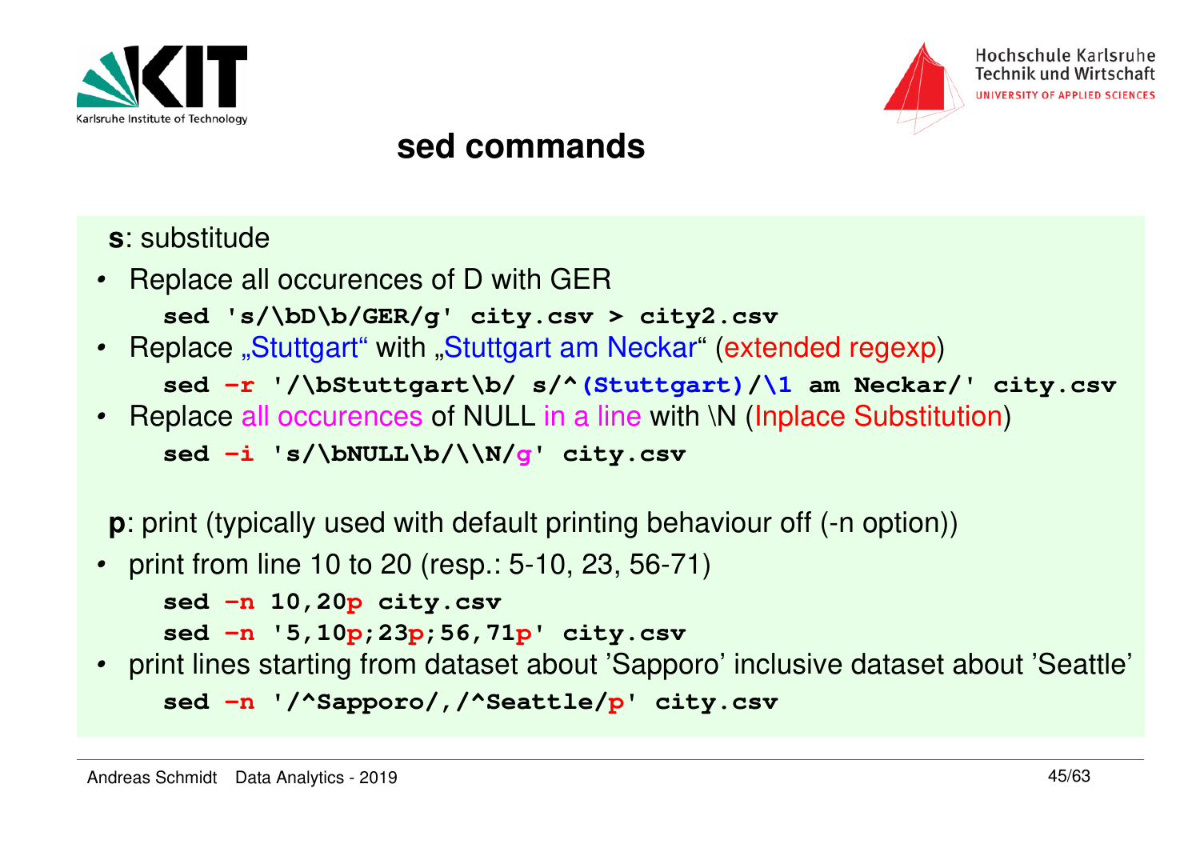# sed commands

**s**: substitude

- Replace all occurences of D with GER

```
sed 's/\bD\b/GER/g' city.csv > city2.csv
```

- Replace „Stuttgart“ with „Stuttgart am Neckar“ (extended regexp)

```
sed -r '/\bStuttgart\b/ s/^(Stuttgart)/\1 am Neckar/' city.csv
```

- Replace all occurences of NULL in a line with \N (Inplace Substitution)

```
sed -i 's/\bNULL\b/\\N/g' city.csv
```

**p**: print (typically used with default printing behaviour off (-n option))

- print from line 10 to 20 (resp.: 5-10, 23, 56-71)

```
sed -n 10,20p city.csv
sed -n '5,10p;23p;56,71p' city.csv
```

- print lines starting from dataset about 'Sapporo' inclusive dataset about 'Seattle'

```
sed -n '/^Sapporo/,/^Seattle/p' city.csv
```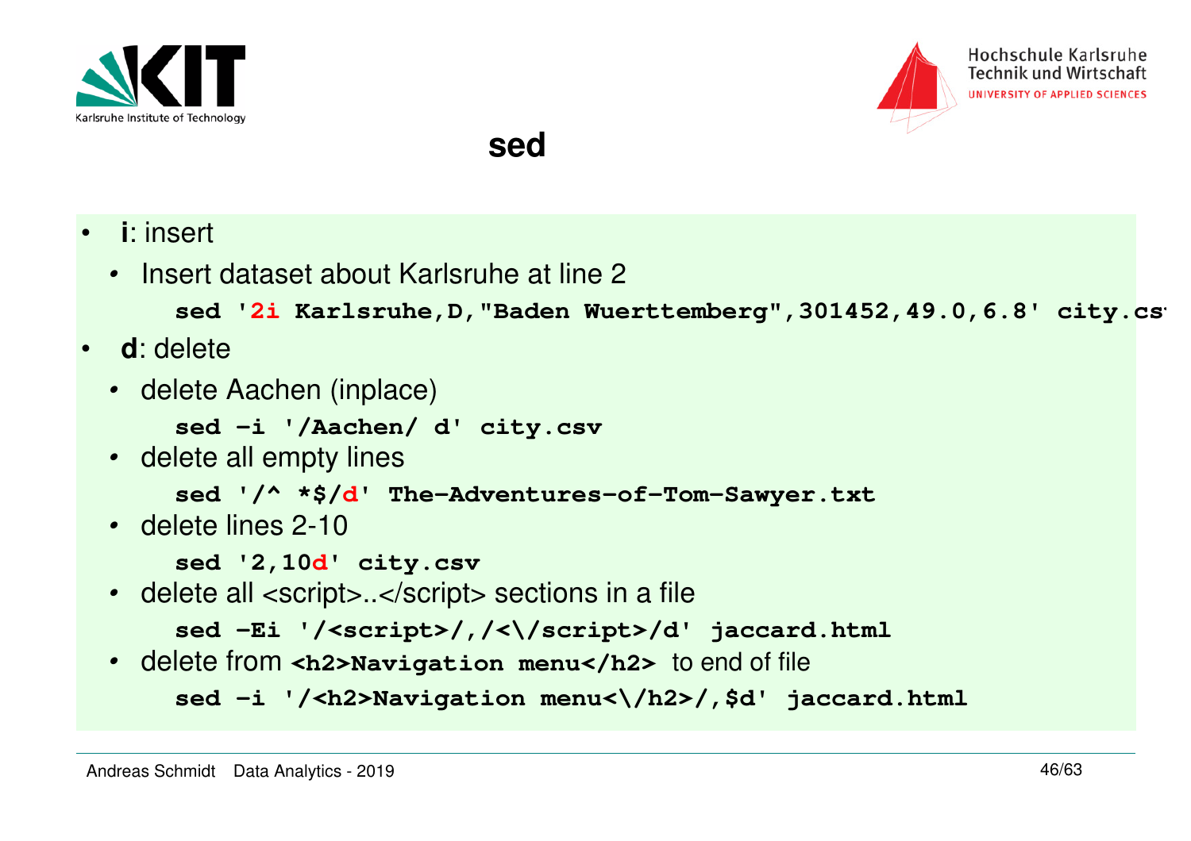# sed

- **i**: insert
  - Insert dataset about Karlsruhe at line 2

    ```
    sed '2i Karlsruhe,D,"Baden Wuerttemberg",301452,49.0,6.8' city.csv
    ```

- **d**: delete
  - delete Aachen (inplace)

    ```
    sed -i '/Aachen/ d' city.csv
    ```

  - delete all empty lines

    ```
    sed '/^ *$/d' The-Adventures-of-Tom-Sawyer.txt
    ```

  - delete lines 2-10

    ```
    sed '2,10d' city.csv
    ```

  - delete all <script>..</script> sections in a file

    ```
    sed -Ei '/<script>/,/<\/script>/d' jaccard.html
    ```

  - delete from `<h2>Navigation menu</h2>` to end of file

    ```
    sed -i '/<h2>Navigation menu<\/h2>/,$d' jaccard.html
    ```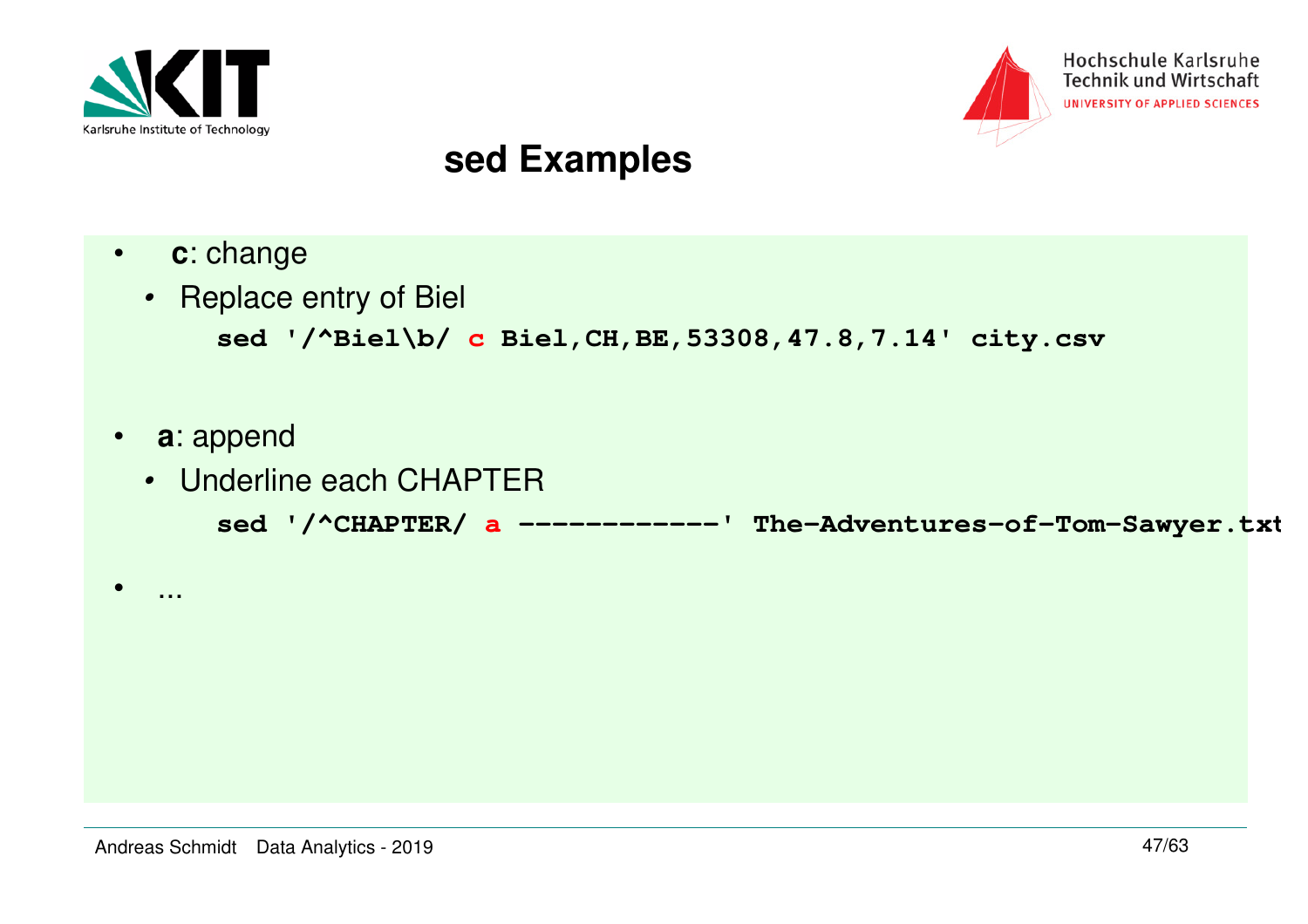# sed Examples

- **c**: change
  - Replace entry of Biel

```
sed '/^Biel\b/ c Biel,CH,BE,53308,47.8,7.14' city.csv
```

- **a**: append
  - Underline each CHAPTER

```
sed '/^CHAPTER/ a ------------' The-Adventures-of-Tom-Sawyer.txt
```

- ...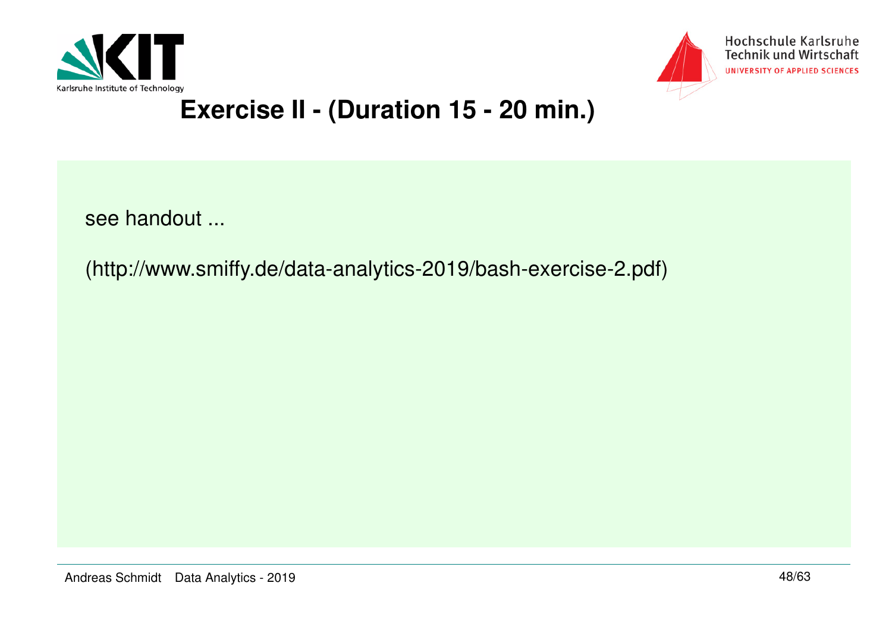# Exercise II - (Duration 15 - 20 min.)

see handout ...

(http://www.smiffy.de/data-analytics-2019/bash-exercise-2.pdf)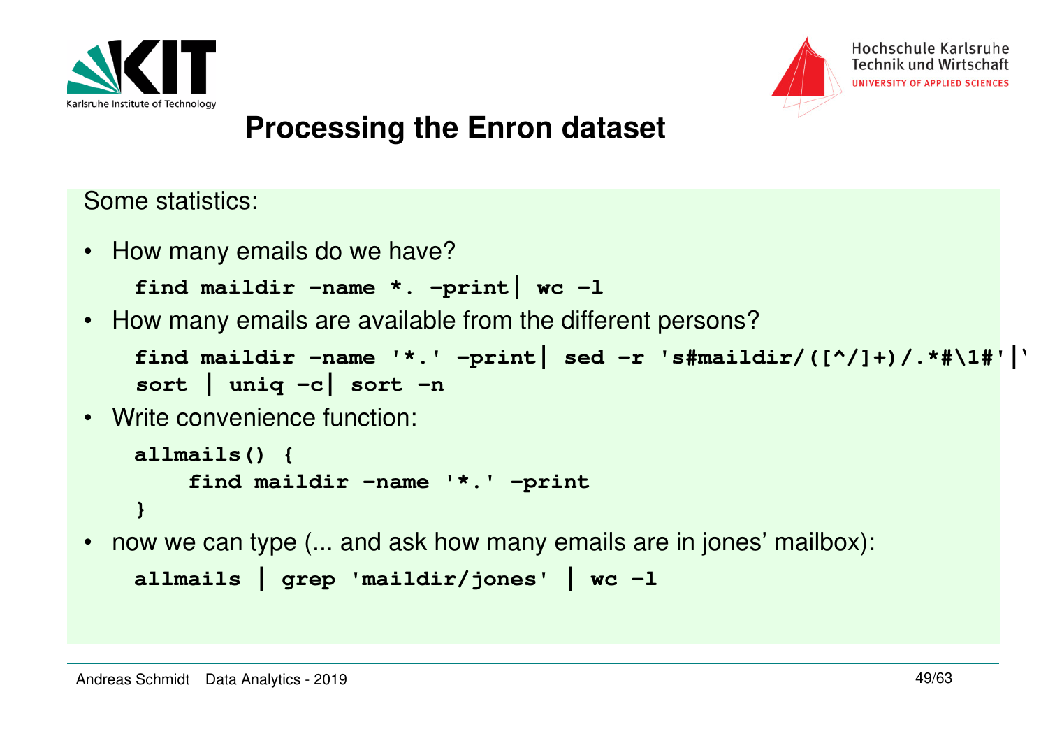# Processing the Enron dataset

Some statistics:

- How many emails do we have?

```
find maildir -name *. -print| wc -l
```

- How many emails are available from the different persons?

```
find maildir -name '*.' -print| sed -r 's#maildir/([^/]+)/.*#\1#'|\
sort | uniq -c| sort -n
```

- Write convenience function:

```
allmails() {
    find maildir -name '*.' -print
}
```

- now we can type (... and ask how many emails are in jones' mailbox):

```
allmails | grep 'maildir/jones' | wc -l
```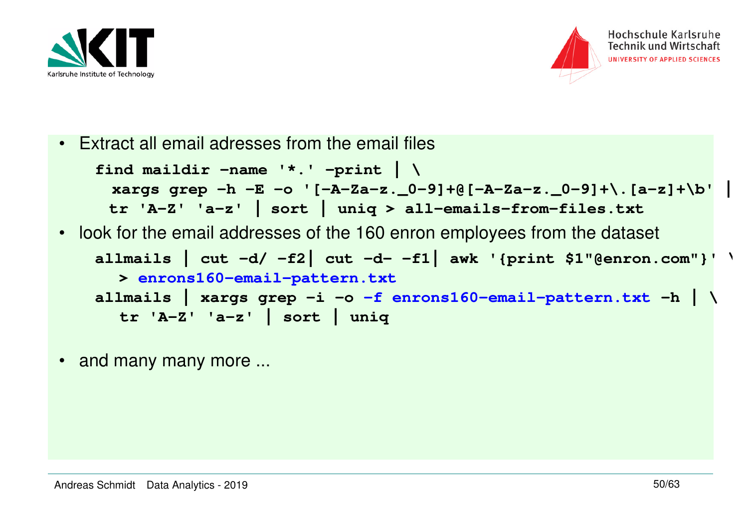- Extract all email adresses from the email files

```
find maildir -name '*.' -print | \
  xargs grep -h -E -o '[-A-Za-z._0-9]+@[-A-Za-z._0-9]+\.[a-z]+\b' |
 tr 'A-Z' 'a-z' | sort | uniq > all-emails-from-files.txt
```

- look for the email addresses of the 160 enron employees from the dataset

```
allmails | cut -d/ -f2| cut -d- -f1| awk '{print $1"@enron.com"}' \
   > enrons160-email-pattern.txt
allmails | xargs grep -i -o -f enrons160-email-pattern.txt -h | \
   tr 'A-Z' 'a-z' | sort | uniq
```

- and many many more ...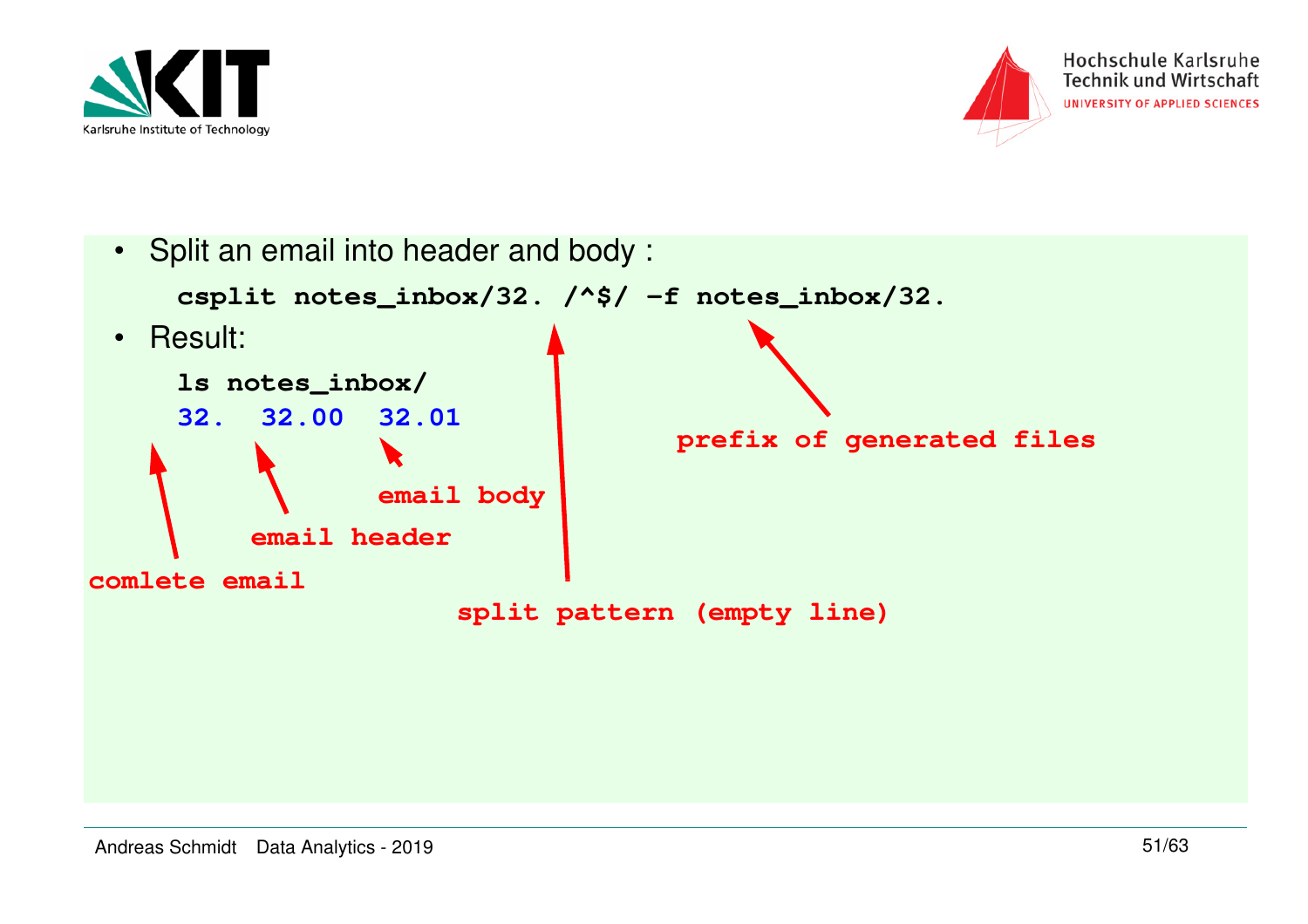- Split an email into header and body :

```
csplit notes_inbox/32. /^$/ -f notes_inbox/32.
```

- Result:

```
ls notes_inbox/
32.  32.00  32.01
```

Annotations:

- `32.` — comlete email
- `32.00` — email header
- `32.01` — email body
- `/^$/` — split pattern (empty line)
- `-f notes_inbox/32.` — prefix of generated files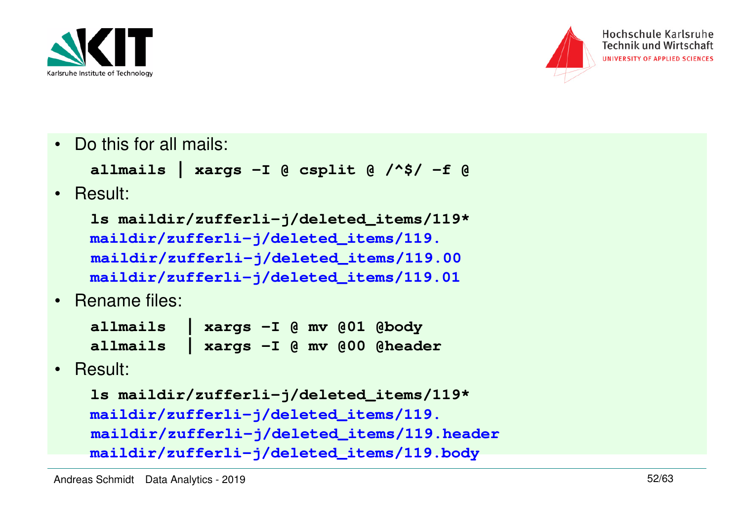- Do this for all mails:

```
allmails | xargs -I @ csplit @ /^$/ -f @
```

- Result:

```
ls maildir/zufferli-j/deleted_items/119*
maildir/zufferli-j/deleted_items/119.
maildir/zufferli-j/deleted_items/119.00
maildir/zufferli-j/deleted_items/119.01
```

- Rename files:

```
allmails  | xargs -I @ mv @01 @body
allmails  | xargs -I @ mv @00 @header
```

- Result:

```
ls maildir/zufferli-j/deleted_items/119*
maildir/zufferli-j/deleted_items/119.
maildir/zufferli-j/deleted_items/119.header
maildir/zufferli-j/deleted_items/119.body
```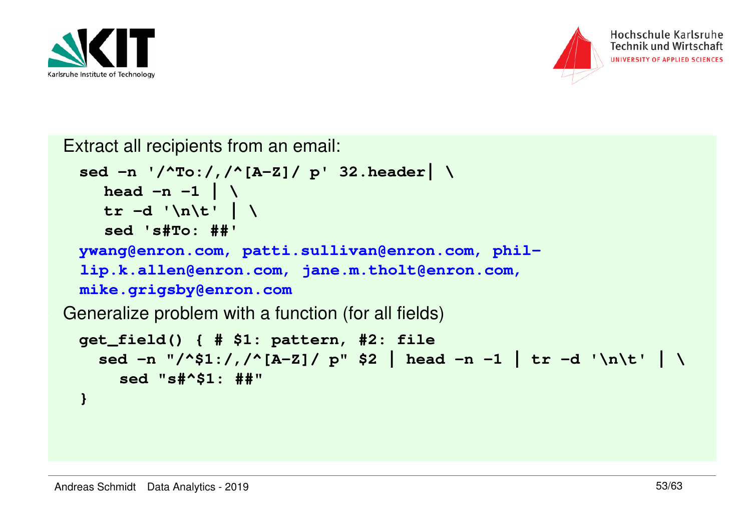Extract all recipients from an email:

```
sed -n '/^To:/,/^[A-Z]/ p' 32.header| \
   head -n -1 | \
   tr -d '\n\t' | \
   sed 's#To: ##'
ywang@enron.com, patti.sullivan@enron.com, phil-
lip.k.allen@enron.com, jane.m.tholt@enron.com,
mike.grigsby@enron.com
```

Generalize problem with a function (for all fields)

```
get_field() { # $1: pattern, #2: file
  sed -n "/^$1:/,/^[A-Z]/ p" $2 | head -n -1 | tr -d '\n\t' | \
    sed "s#^$1: ##"
}
```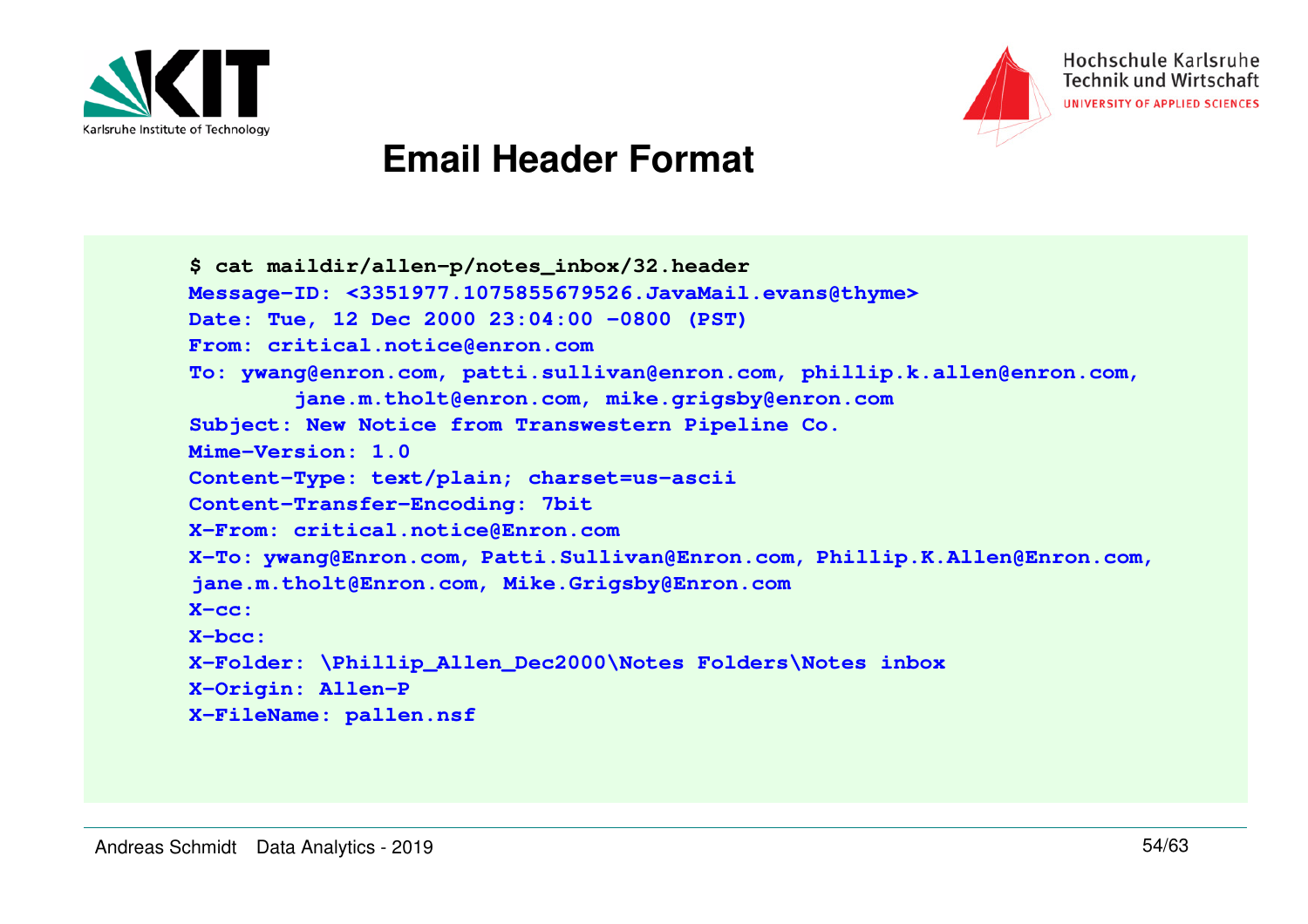# Email Header Format

```
$ cat maildir/allen-p/notes_inbox/32.header
Message-ID: <3351977.1075855679526.JavaMail.evans@thyme>
Date: Tue, 12 Dec 2000 23:04:00 -0800 (PST)
From: critical.notice@enron.com
To: ywang@enron.com, patti.sullivan@enron.com, phillip.k.allen@enron.com,
        jane.m.tholt@enron.com, mike.grigsby@enron.com
Subject: New Notice from Transwestern Pipeline Co.
Mime-Version: 1.0
Content-Type: text/plain; charset=us-ascii
Content-Transfer-Encoding: 7bit
X-From: critical.notice@Enron.com
X-To: ywang@Enron.com, Patti.Sullivan@Enron.com, Phillip.K.Allen@Enron.com,
 jane.m.tholt@Enron.com, Mike.Grigsby@Enron.com
X-cc:
X-bcc:
X-Folder: \Phillip_Allen_Dec2000\Notes Folders\Notes inbox
X-Origin: Allen-P
X-FileName: pallen.nsf
```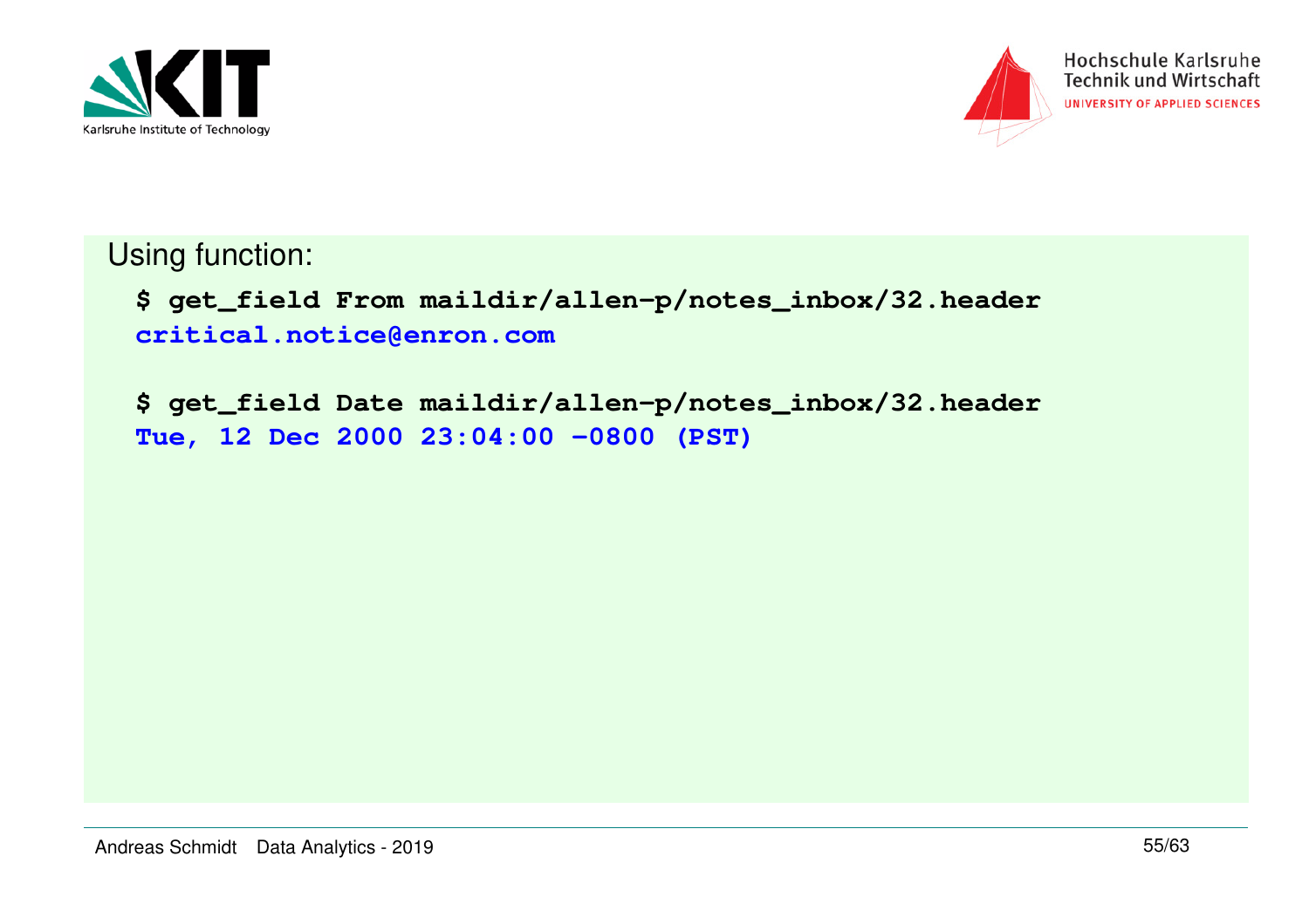Using function:

```
$ get_field From maildir/allen-p/notes_inbox/32.header
critical.notice@enron.com

$ get_field Date maildir/allen-p/notes_inbox/32.header
Tue, 12 Dec 2000 23:04:00 -0800 (PST)
```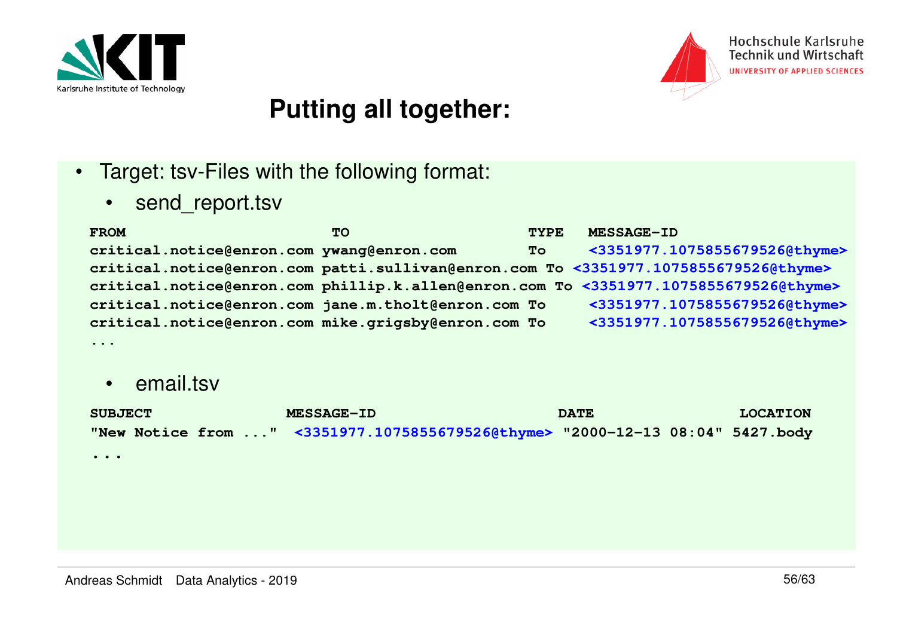# Putting all together:

- Target: tsv-Files with the following format:
  - send_report.tsv

```
FROM                        TO                          TYPE   MESSAGE-ID
critical.notice@enron.com ywang@enron.com               To     <3351977.1075855679526@thyme>
critical.notice@enron.com patti.sullivan@enron.com To <3351977.1075855679526@thyme>
critical.notice@enron.com phillip.k.allen@enron.com To <3351977.1075855679526@thyme>
critical.notice@enron.com jane.m.tholt@enron.com To     <3351977.1075855679526@thyme>
critical.notice@enron.com mike.grigsby@enron.com To     <3351977.1075855679526@thyme>
...
```

  - email.tsv

```
SUBJECT                  MESSAGE-ID                        DATE                LOCATION
"New Notice from ..."  <3351977.1075855679526@thyme> "2000-12-13 08:04" 5427.body
...
```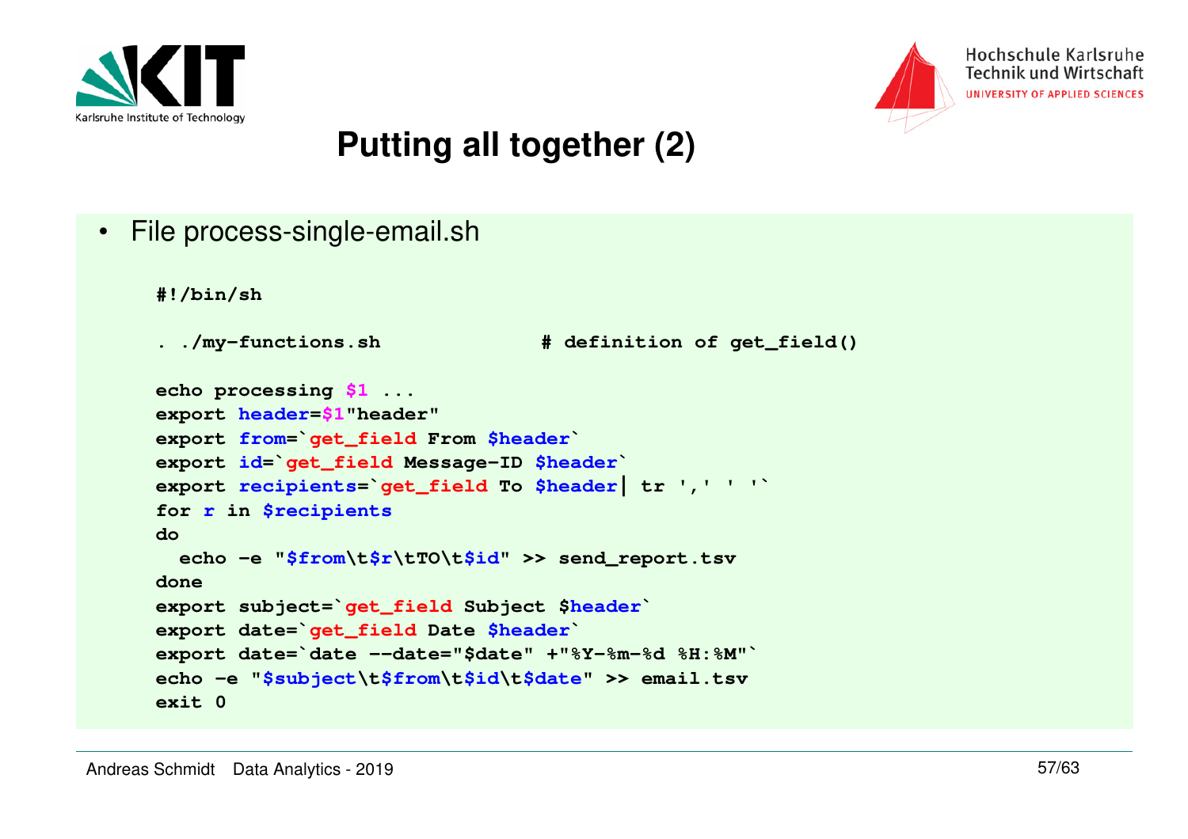# Putting all together (2)

- File process-single-email.sh

```
#!/bin/sh

. ./my-functions.sh              # definition of get_field()

echo processing $1 ...
export header=$1"header"
export from=`get_field From $header`
export id=`get_field Message-ID $header`
export recipients=`get_field To $header| tr ',' ' '`
for r in $recipients
do
  echo -e "$from\t$r\tTO\t$id" >> send_report.tsv
done
export subject=`get_field Subject $header`
export date=`get_field Date $header`
export date=`date --date="$date" +"%Y-%m-%d %H:%M"`
echo -e "$subject\t$from\t$id\t$date" >> email.tsv
exit 0
```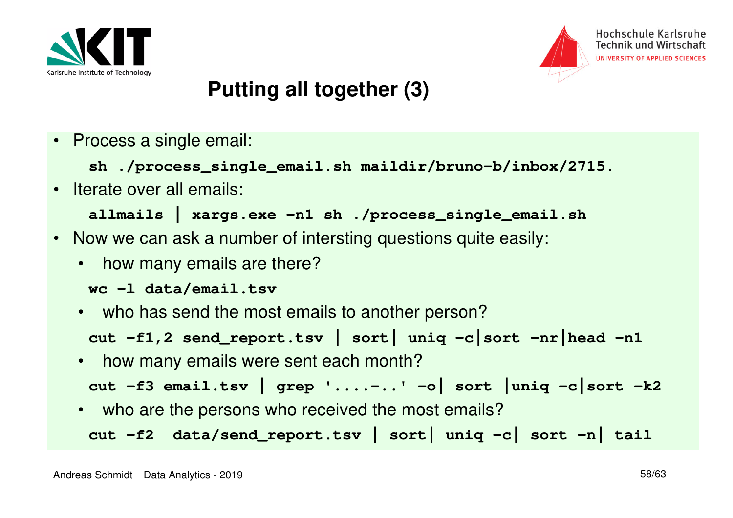# Putting all together (3)

- Process a single email:

```
sh ./process_single_email.sh maildir/bruno-b/inbox/2715.
```

- Iterate over all emails:

```
allmails | xargs.exe -n1 sh ./process_single_email.sh
```

- Now we can ask a number of intersting questions quite easily:
  - how many emails are there?

    ```
    wc -l data/email.tsv
    ```

  - who has send the most emails to another person?

    ```
    cut -f1,2 send_report.tsv | sort| uniq -c|sort -nr|head -n1
    ```

  - how many emails were sent each month?

    ```
    cut -f3 email.tsv | grep '....-..' -o| sort |uniq -c|sort -k2
    ```

  - who are the persons who received the most emails?

    ```
    cut -f2  data/send_report.tsv | sort| uniq -c| sort -n| tail
    ```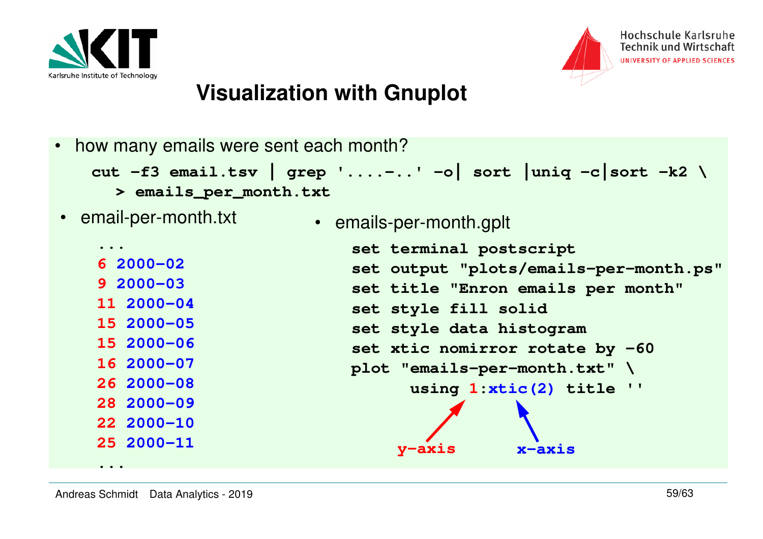# Visualization with Gnuplot

- how many emails were sent each month?

```
cut -f3 email.tsv | grep '....-..' -o| sort |uniq -c|sort -k2 \
  > emails_per_month.txt
```

- email-per-month.txt

```
...
6 2000-02
9 2000-03
11 2000-04
15 2000-05
15 2000-06
16 2000-07
26 2000-08
28 2000-09
22 2000-10
25 2000-11
...
```

- emails-per-month.gplt

```
set terminal postscript
set output "plots/emails-per-month.ps"
set title "Enron emails per month"
set style fill solid
set style data histogram
set xtic nomirror rotate by -60
plot "emails-per-month.txt" \
      using 1:xtic(2) title ''
```

`1` → y-axis, `xtic(2)` → x-axis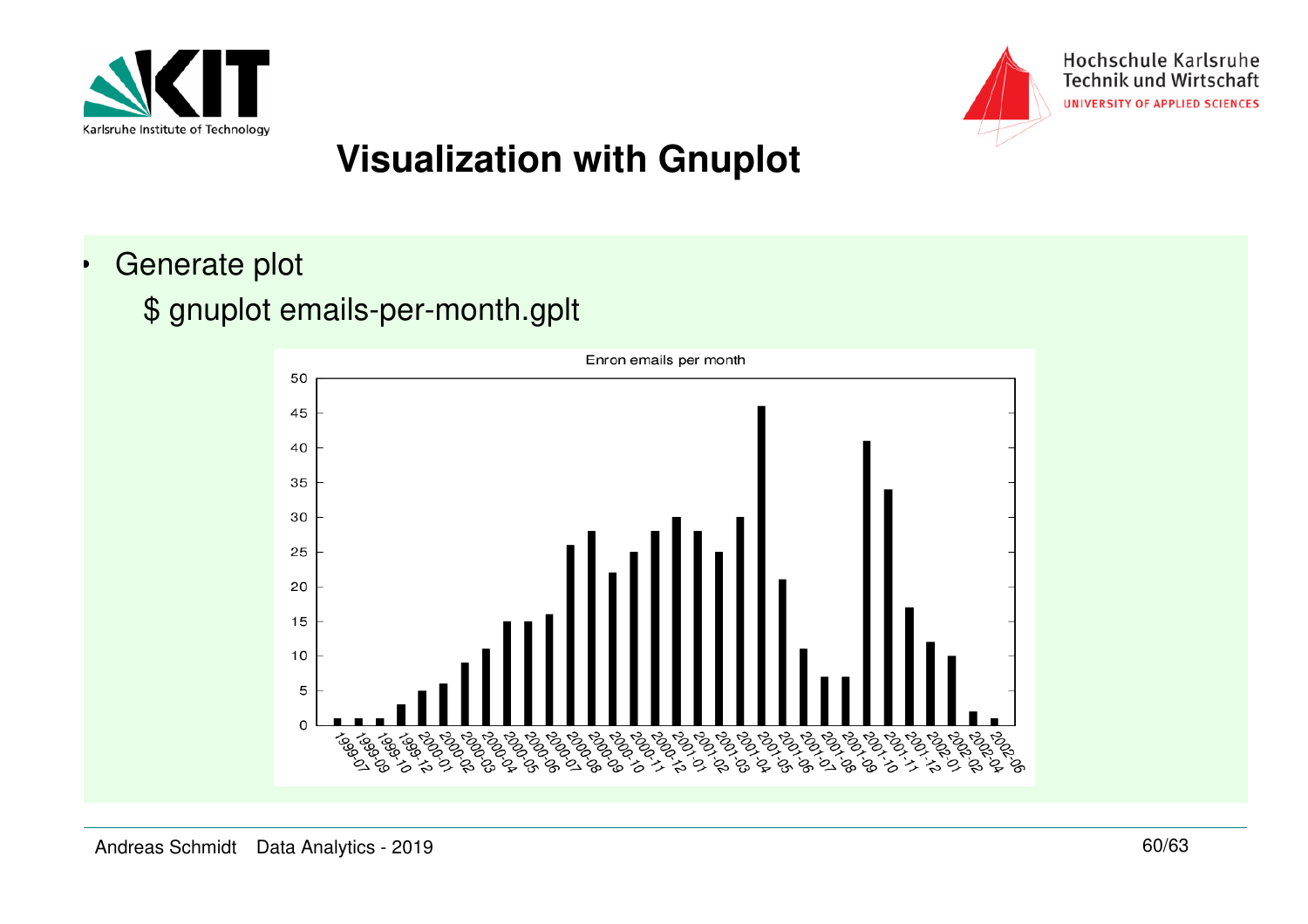# Visualization with Gnuplot

- Generate plot

  $ gnuplot emails-per-month.gplt

Enron emails per month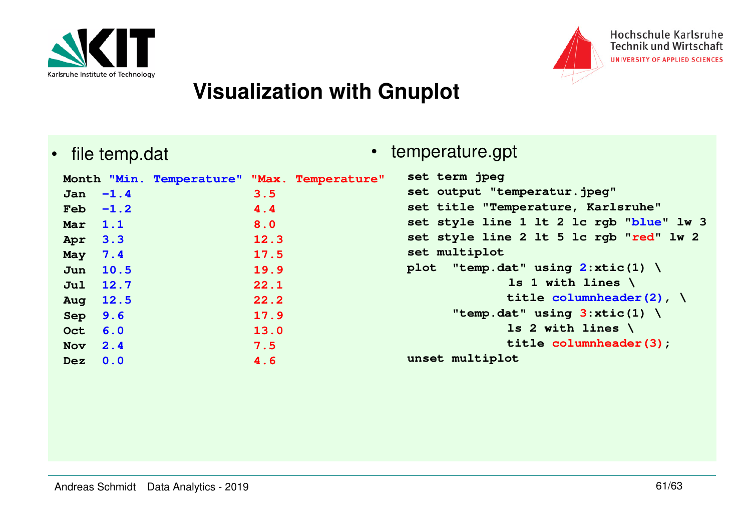# Visualization with Gnuplot

- file temp.dat

```
Month "Min. Temperature" "Max. Temperature"
Jan  -1.4                3.5
Feb  -1.2                4.4
Mar  1.1                 8.0
Apr  3.3                 12.3
May  7.4                 17.5
Jun  10.5                19.9
Jul  12.7                22.1
Aug  12.5                22.2
Sep  9.6                 17.9
Oct  6.0                 13.0
Nov  2.4                 7.5
Dez  0.0                 4.6
```

- temperature.gpt

```
set term jpeg
set output "temperatur.jpeg"
set title "Temperature, Karlsruhe"
set style line 1 lt 2 lc rgb "blue" lw 3
set style line 2 lt 5 lc rgb "red" lw 2
set multiplot
plot  "temp.dat" using 2:xtic(1) \
             ls 1 with lines \
             title columnheader(2), \
      "temp.dat" using 3:xtic(1) \
             ls 2 with lines \
             title columnheader(3);
unset multiplot
```

Andreas Schmidt Data Analytics - 2019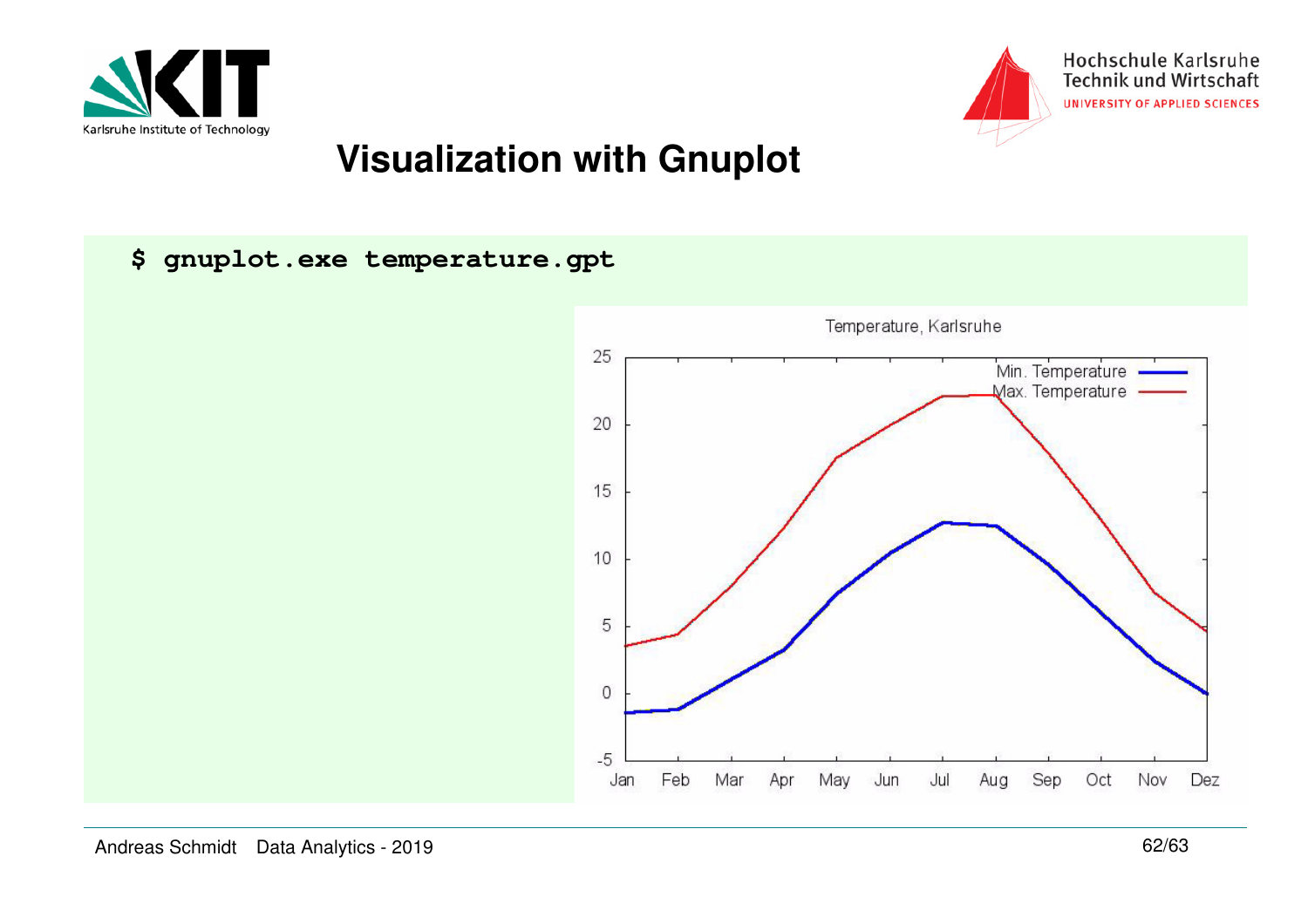# Visualization with Gnuplot

```
$ gnuplot.exe temperature.gpt
```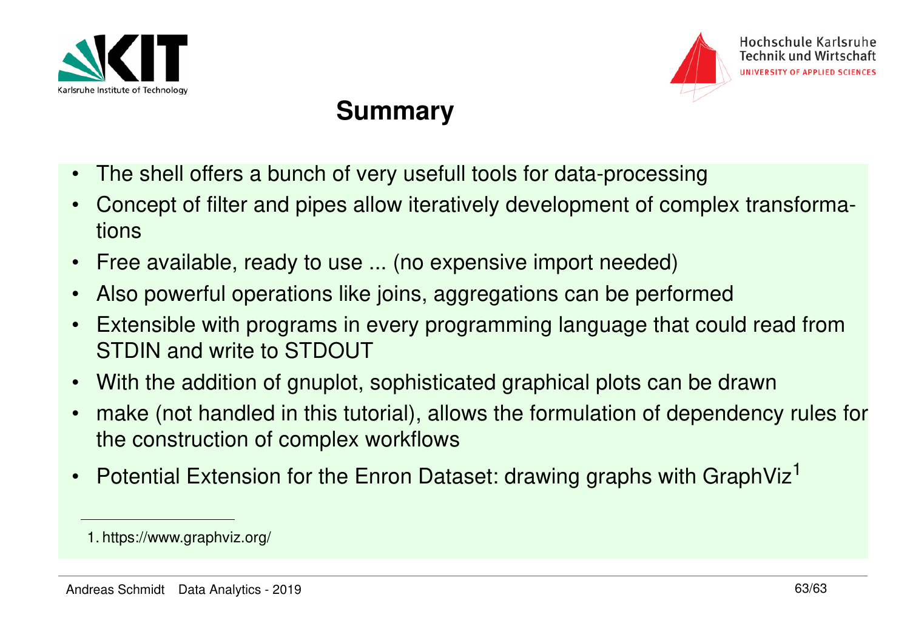## Summary

- The shell offers a bunch of very usefull tools for data-processing
- Concept of filter and pipes allow iteratively development of complex transformations
- Free available, ready to use ... (no expensive import needed)
- Also powerful operations like joins, aggregations can be performed
- Extensible with programs in every programming language that could read from STDIN and write to STDOUT
- With the addition of gnuplot, sophisticated graphical plots can be drawn
- make (not handled in this tutorial), allows the formulation of dependency rules for the construction of complex workflows
- Potential Extension for the Enron Dataset: drawing graphs with GraphViz[1]

1. https://www.graphviz.org/